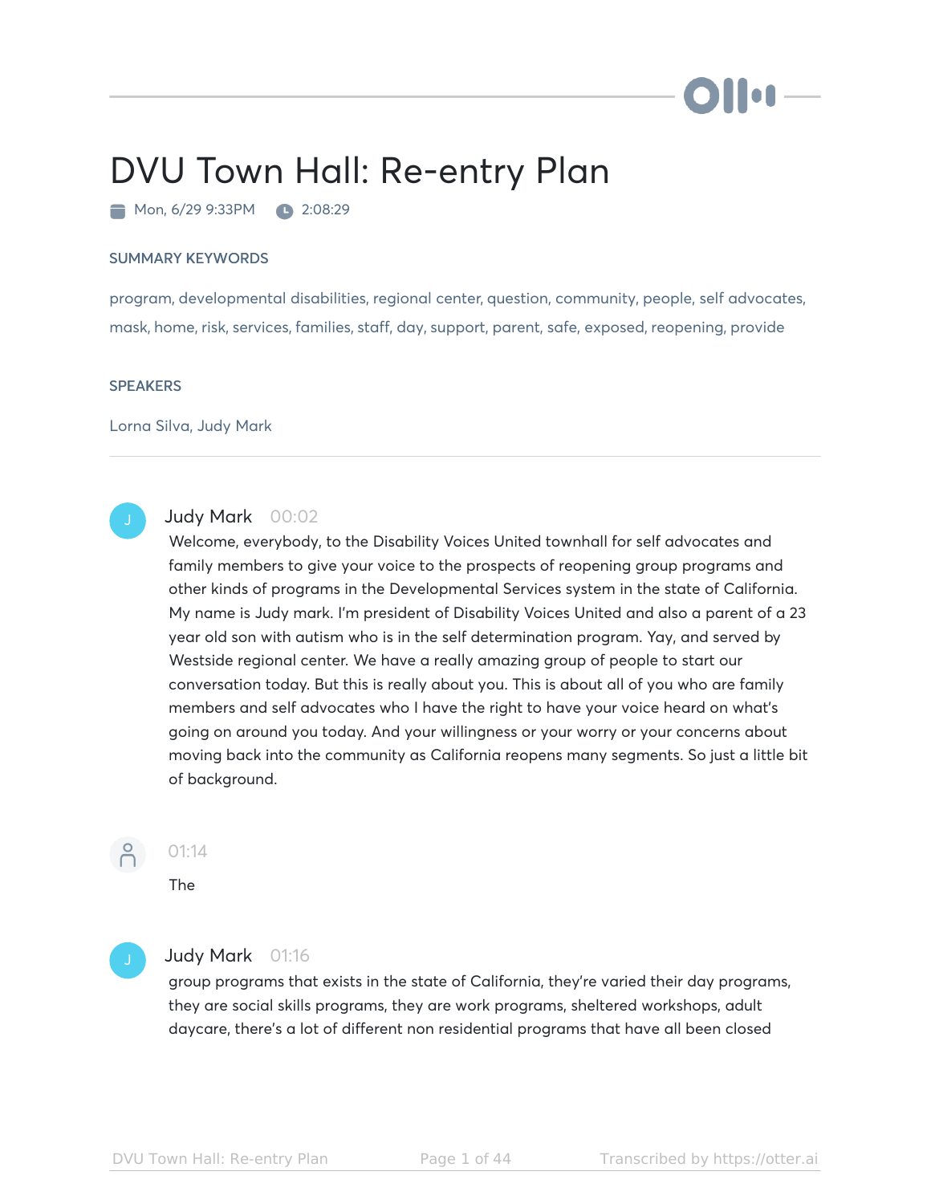# DVU Town Hall: Re-entry Plan

Mon, 6/29 9:33PM   2:08:29

## SUMMARY KEYWORDS

program, developmental disabilities, regional center, question, community, people, self advocates, mask, home, risk, services, families, staff, day, support, parent, safe, exposed, reopening, provide

## SPEAKERS

Lorna Silva, Judy Mark

---

**Judy Mark** 00:02

Welcome, everybody, to the Disability Voices United townhall for self advocates and family members to give your voice to the prospects of reopening group programs and other kinds of programs in the Developmental Services system in the state of California. My name is Judy mark. I'm president of Disability Voices United and also a parent of a 23 year old son with autism who is in the self determination program. Yay, and served by Westside regional center. We have a really amazing group of people to start our conversation today. But this is really about you. This is about all of you who are family members and self advocates who I have the right to have your voice heard on what's going on around you today. And your willingness or your worry or your concerns about moving back into the community as California reopens many segments. So just a little bit of background.

01:14

The

**Judy Mark** 01:16

group programs that exists in the state of California, they're varied their day programs, they are social skills programs, they are work programs, sheltered workshops, adult daycare, there's a lot of different non residential programs that have all been closed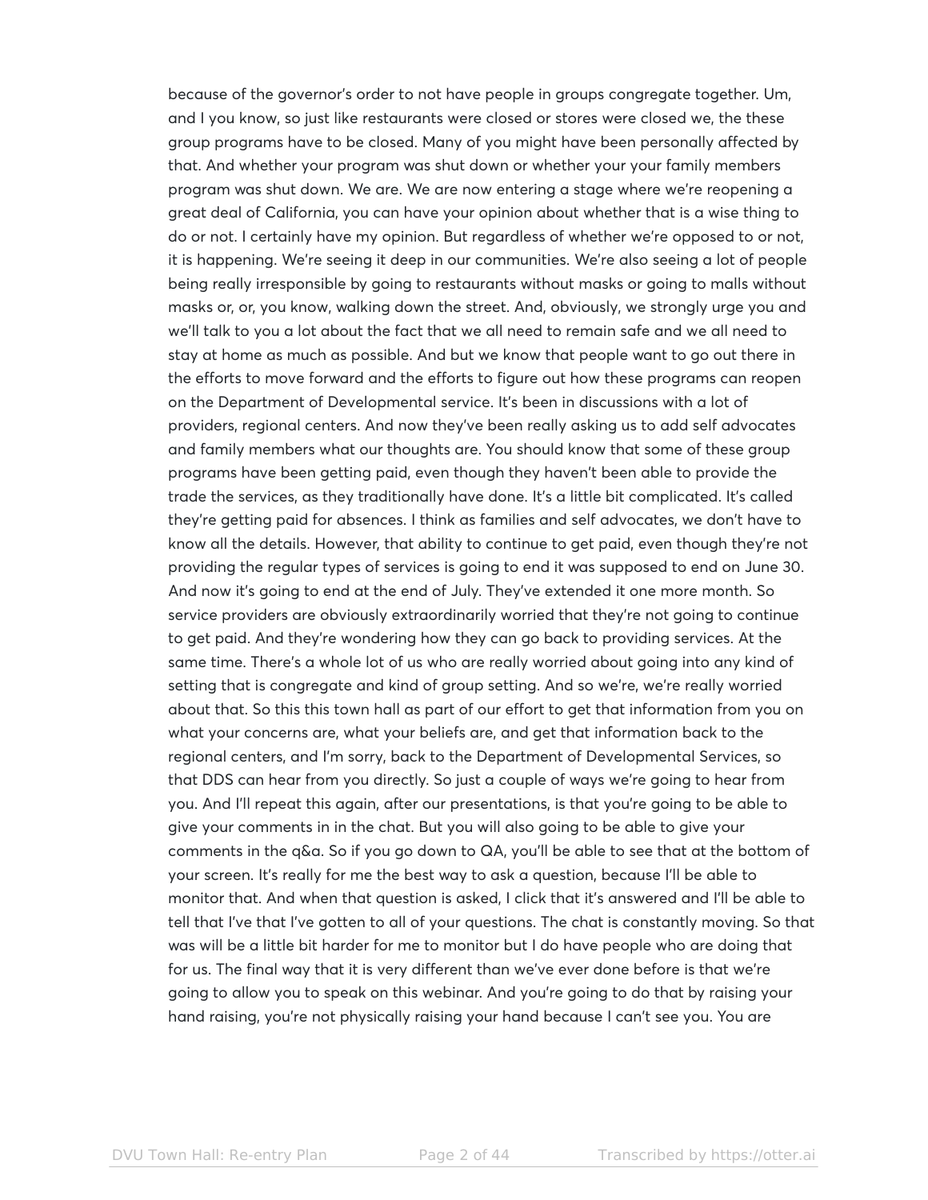because of the governor's order to not have people in groups congregate together. Um, and I you know, so just like restaurants were closed or stores were closed we, the these group programs have to be closed. Many of you might have been personally affected by that. And whether your program was shut down or whether your your family members program was shut down. We are. We are now entering a stage where we're reopening a great deal of California, you can have your opinion about whether that is a wise thing to do or not. I certainly have my opinion. But regardless of whether we're opposed to or not, it is happening. We're seeing it deep in our communities. We're also seeing a lot of people being really irresponsible by going to restaurants without masks or going to malls without masks or, or, you know, walking down the street. And, obviously, we strongly urge you and we'll talk to you a lot about the fact that we all need to remain safe and we all need to stay at home as much as possible. And but we know that people want to go out there in the efforts to move forward and the efforts to figure out how these programs can reopen on the Department of Developmental service. It's been in discussions with a lot of providers, regional centers. And now they've been really asking us to add self advocates and family members what our thoughts are. You should know that some of these group programs have been getting paid, even though they haven't been able to provide the trade the services, as they traditionally have done. It's a little bit complicated. It's called they're getting paid for absences. I think as families and self advocates, we don't have to know all the details. However, that ability to continue to get paid, even though they're not providing the regular types of services is going to end it was supposed to end on June 30. And now it's going to end at the end of July. They've extended it one more month. So service providers are obviously extraordinarily worried that they're not going to continue to get paid. And they're wondering how they can go back to providing services. At the same time. There's a whole lot of us who are really worried about going into any kind of setting that is congregate and kind of group setting. And so we're, we're really worried about that. So this this town hall as part of our effort to get that information from you on what your concerns are, what your beliefs are, and get that information back to the regional centers, and I'm sorry, back to the Department of Developmental Services, so that DDS can hear from you directly. So just a couple of ways we're going to hear from you. And I'll repeat this again, after our presentations, is that you're going to be able to give your comments in in the chat. But you will also going to be able to give your comments in the q&a. So if you go down to QA, you'll be able to see that at the bottom of your screen. It's really for me the best way to ask a question, because I'll be able to monitor that. And when that question is asked, I click that it's answered and I'll be able to tell that I've that I've gotten to all of your questions. The chat is constantly moving. So that was will be a little bit harder for me to monitor but I do have people who are doing that for us. The final way that it is very different than we've ever done before is that we're going to allow you to speak on this webinar. And you're going to do that by raising your hand raising, you're not physically raising your hand because I can't see you. You are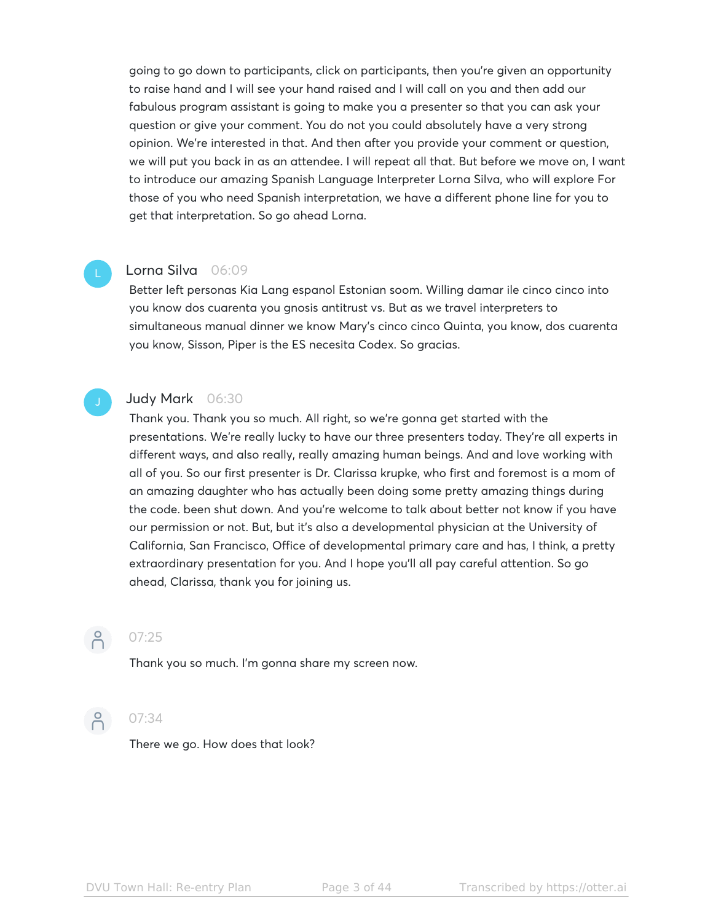going to go down to participants, click on participants, then you're given an opportunity to raise hand and I will see your hand raised and I will call on you and then add our fabulous program assistant is going to make you a presenter so that you can ask your question or give your comment. You do not you could absolutely have a very strong opinion. We're interested in that. And then after you provide your comment or question, we will put you back in as an attendee. I will repeat all that. But before we move on, I want to introduce our amazing Spanish Language Interpreter Lorna Silva, who will explore For those of you who need Spanish interpretation, we have a different phone line for you to get that interpretation. So go ahead Lorna.

**Lorna Silva** 06:09

Better left personas Kia Lang espanol Estonian soom. Willing damar ile cinco cinco into you know dos cuarenta you gnosis antitrust vs. But as we travel interpreters to simultaneous manual dinner we know Mary's cinco cinco Quinta, you know, dos cuarenta you know, Sisson, Piper is the ES necesita Codex. So gracias.

**Judy Mark** 06:30

Thank you. Thank you so much. All right, so we're gonna get started with the presentations. We're really lucky to have our three presenters today. They're all experts in different ways, and also really, really amazing human beings. And and love working with all of you. So our first presenter is Dr. Clarissa krupke, who first and foremost is a mom of an amazing daughter who has actually been doing some pretty amazing things during the code. been shut down. And you're welcome to talk about better not know if you have our permission or not. But, but it's also a developmental physician at the University of California, San Francisco, Office of developmental primary care and has, I think, a pretty extraordinary presentation for you. And I hope you'll all pay careful attention. So go ahead, Clarissa, thank you for joining us.

07:25

Thank you so much. I'm gonna share my screen now.

07:34

There we go. How does that look?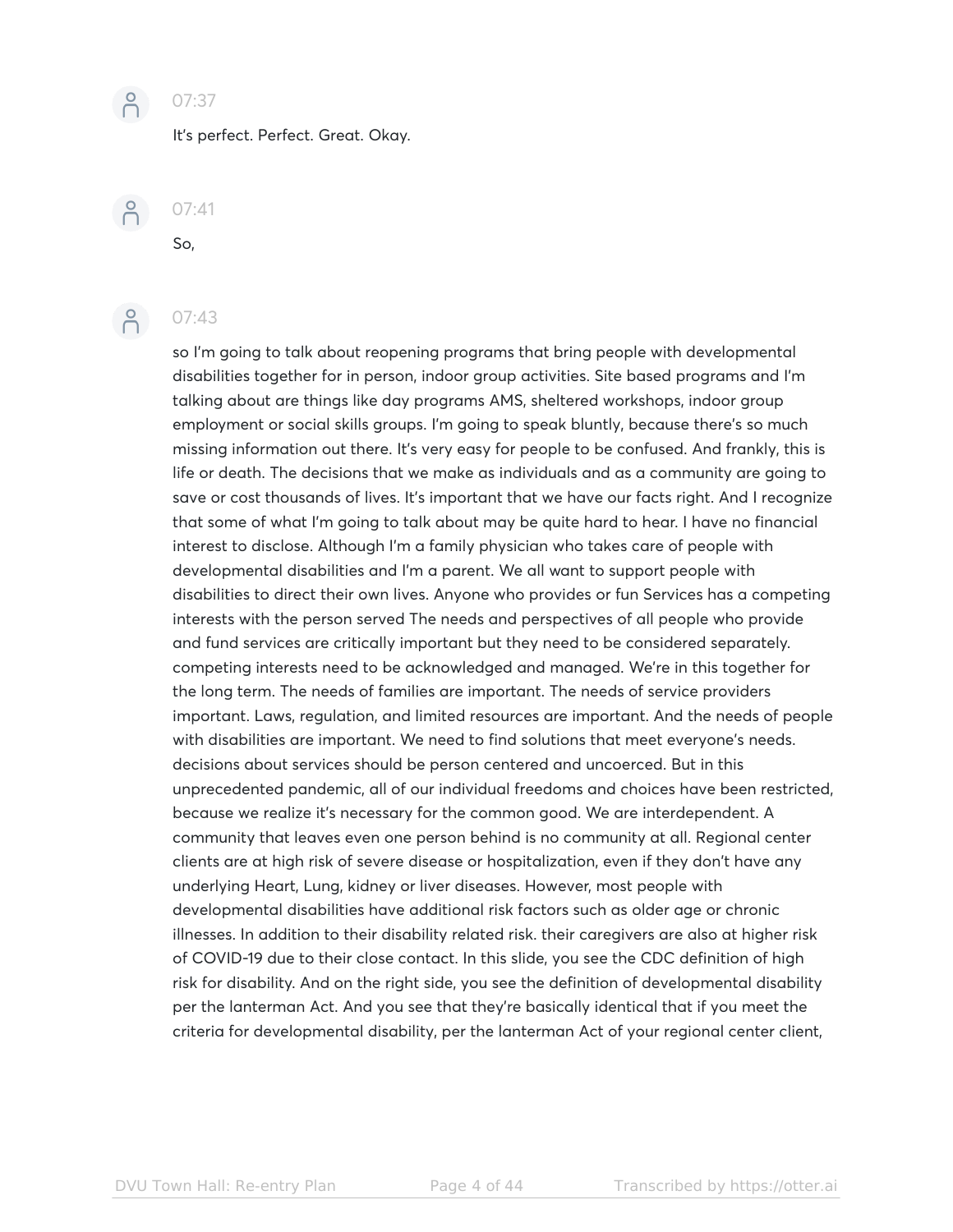07:37

It's perfect. Perfect. Great. Okay.

07:41

So,

07:43

so I'm going to talk about reopening programs that bring people with developmental disabilities together for in person, indoor group activities. Site based programs and I'm talking about are things like day programs AMS, sheltered workshops, indoor group employment or social skills groups. I'm going to speak bluntly, because there's so much missing information out there. It's very easy for people to be confused. And frankly, this is life or death. The decisions that we make as individuals and as a community are going to save or cost thousands of lives. It's important that we have our facts right. And I recognize that some of what I'm going to talk about may be quite hard to hear. I have no financial interest to disclose. Although I'm a family physician who takes care of people with developmental disabilities and I'm a parent. We all want to support people with disabilities to direct their own lives. Anyone who provides or fun Services has a competing interests with the person served The needs and perspectives of all people who provide and fund services are critically important but they need to be considered separately. competing interests need to be acknowledged and managed. We're in this together for the long term. The needs of families are important. The needs of service providers important. Laws, regulation, and limited resources are important. And the needs of people with disabilities are important. We need to find solutions that meet everyone's needs. decisions about services should be person centered and uncoerced. But in this unprecedented pandemic, all of our individual freedoms and choices have been restricted, because we realize it's necessary for the common good. We are interdependent. A community that leaves even one person behind is no community at all. Regional center clients are at high risk of severe disease or hospitalization, even if they don't have any underlying Heart, Lung, kidney or liver diseases. However, most people with developmental disabilities have additional risk factors such as older age or chronic illnesses. In addition to their disability related risk. their caregivers are also at higher risk of COVID-19 due to their close contact. In this slide, you see the CDC definition of high risk for disability. And on the right side, you see the definition of developmental disability per the lanterman Act. And you see that they're basically identical that if you meet the criteria for developmental disability, per the lanterman Act of your regional center client,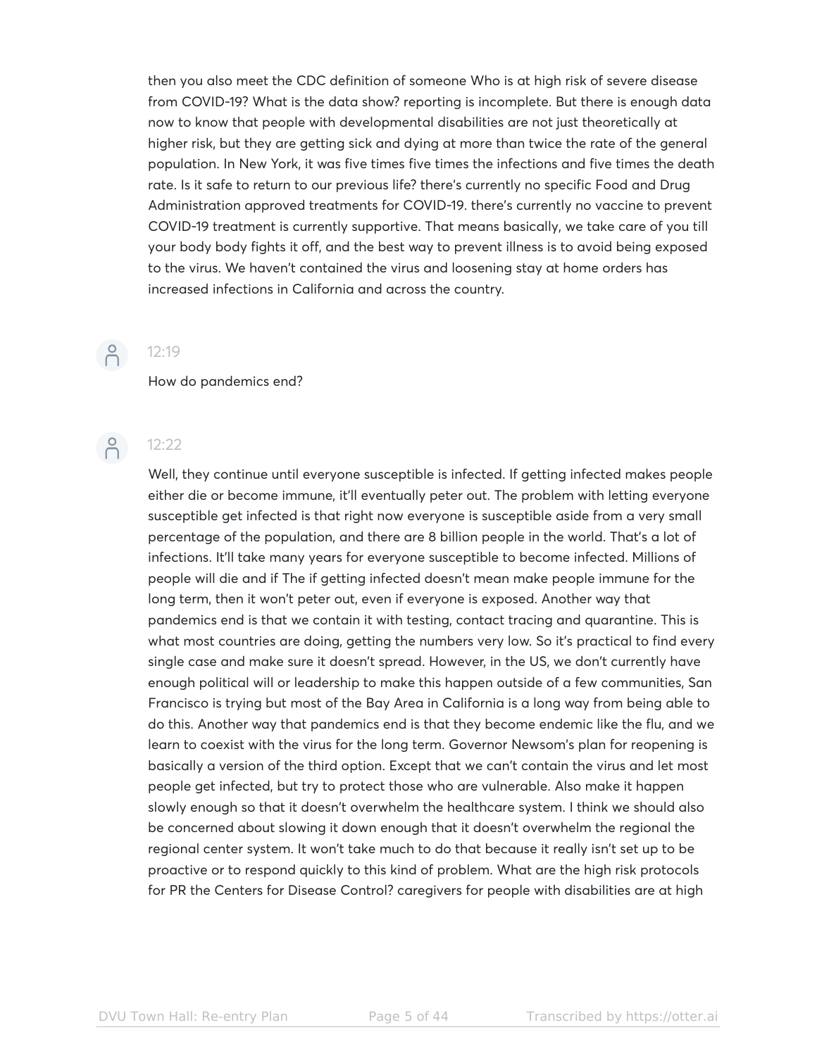then you also meet the CDC definition of someone Who is at high risk of severe disease from COVID-19? What is the data show? reporting is incomplete. But there is enough data now to know that people with developmental disabilities are not just theoretically at higher risk, but they are getting sick and dying at more than twice the rate of the general population. In New York, it was five times five times the infections and five times the death rate. Is it safe to return to our previous life? there's currently no specific Food and Drug Administration approved treatments for COVID-19. there's currently no vaccine to prevent COVID-19 treatment is currently supportive. That means basically, we take care of you till your body body fights it off, and the best way to prevent illness is to avoid being exposed to the virus. We haven't contained the virus and loosening stay at home orders has increased infections in California and across the country.

12:19

How do pandemics end?

12:22

Well, they continue until everyone susceptible is infected. If getting infected makes people either die or become immune, it'll eventually peter out. The problem with letting everyone susceptible get infected is that right now everyone is susceptible aside from a very small percentage of the population, and there are 8 billion people in the world. That's a lot of infections. It'll take many years for everyone susceptible to become infected. Millions of people will die and if The if getting infected doesn't mean make people immune for the long term, then it won't peter out, even if everyone is exposed. Another way that pandemics end is that we contain it with testing, contact tracing and quarantine. This is what most countries are doing, getting the numbers very low. So it's practical to find every single case and make sure it doesn't spread. However, in the US, we don't currently have enough political will or leadership to make this happen outside of a few communities, San Francisco is trying but most of the Bay Area in California is a long way from being able to do this. Another way that pandemics end is that they become endemic like the flu, and we learn to coexist with the virus for the long term. Governor Newsom's plan for reopening is basically a version of the third option. Except that we can't contain the virus and let most people get infected, but try to protect those who are vulnerable. Also make it happen slowly enough so that it doesn't overwhelm the healthcare system. I think we should also be concerned about slowing it down enough that it doesn't overwhelm the regional the regional center system. It won't take much to do that because it really isn't set up to be proactive or to respond quickly to this kind of problem. What are the high risk protocols for PR the Centers for Disease Control? caregivers for people with disabilities are at high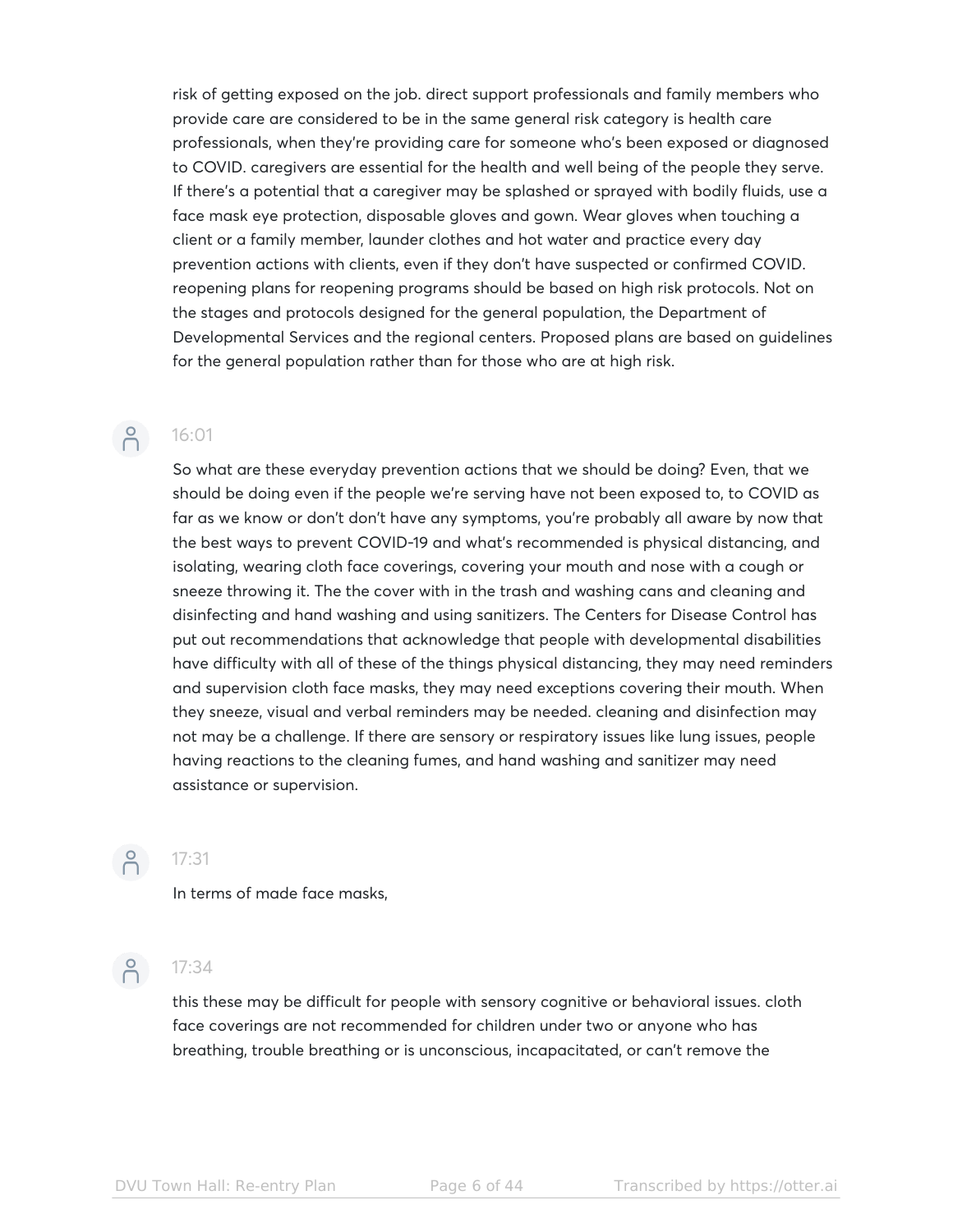risk of getting exposed on the job. direct support professionals and family members who provide care are considered to be in the same general risk category is health care professionals, when they're providing care for someone who's been exposed or diagnosed to COVID. caregivers are essential for the health and well being of the people they serve. If there's a potential that a caregiver may be splashed or sprayed with bodily fluids, use a face mask eye protection, disposable gloves and gown. Wear gloves when touching a client or a family member, launder clothes and hot water and practice every day prevention actions with clients, even if they don't have suspected or confirmed COVID. reopening plans for reopening programs should be based on high risk protocols. Not on the stages and protocols designed for the general population, the Department of Developmental Services and the regional centers. Proposed plans are based on guidelines for the general population rather than for those who are at high risk.

16:01

So what are these everyday prevention actions that we should be doing? Even, that we should be doing even if the people we're serving have not been exposed to, to COVID as far as we know or don't don't have any symptoms, you're probably all aware by now that the best ways to prevent COVID-19 and what's recommended is physical distancing, and isolating, wearing cloth face coverings, covering your mouth and nose with a cough or sneeze throwing it. The the cover with in the trash and washing cans and cleaning and disinfecting and hand washing and using sanitizers. The Centers for Disease Control has put out recommendations that acknowledge that people with developmental disabilities have difficulty with all of these of the things physical distancing, they may need reminders and supervision cloth face masks, they may need exceptions covering their mouth. When they sneeze, visual and verbal reminders may be needed. cleaning and disinfection may not may be a challenge. If there are sensory or respiratory issues like lung issues, people having reactions to the cleaning fumes, and hand washing and sanitizer may need assistance or supervision.

17:31

In terms of made face masks,

17:34

this these may be difficult for people with sensory cognitive or behavioral issues. cloth face coverings are not recommended for children under two or anyone who has breathing, trouble breathing or is unconscious, incapacitated, or can't remove the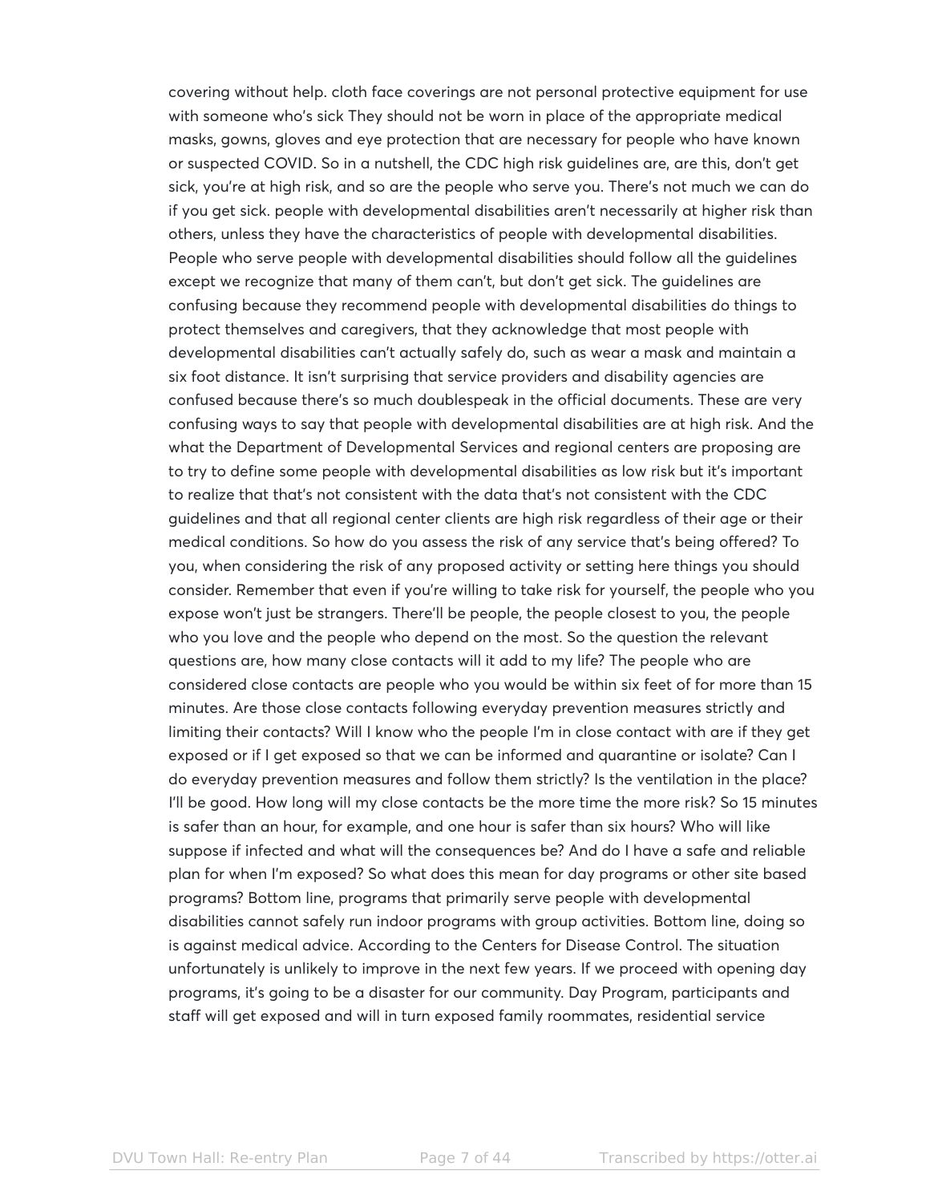covering without help. cloth face coverings are not personal protective equipment for use with someone who's sick They should not be worn in place of the appropriate medical masks, gowns, gloves and eye protection that are necessary for people who have known or suspected COVID. So in a nutshell, the CDC high risk guidelines are, are this, don't get sick, you're at high risk, and so are the people who serve you. There's not much we can do if you get sick. people with developmental disabilities aren't necessarily at higher risk than others, unless they have the characteristics of people with developmental disabilities. People who serve people with developmental disabilities should follow all the guidelines except we recognize that many of them can't, but don't get sick. The guidelines are confusing because they recommend people with developmental disabilities do things to protect themselves and caregivers, that they acknowledge that most people with developmental disabilities can't actually safely do, such as wear a mask and maintain a six foot distance. It isn't surprising that service providers and disability agencies are confused because there's so much doublespeak in the official documents. These are very confusing ways to say that people with developmental disabilities are at high risk. And the what the Department of Developmental Services and regional centers are proposing are to try to define some people with developmental disabilities as low risk but it's important to realize that that's not consistent with the data that's not consistent with the CDC guidelines and that all regional center clients are high risk regardless of their age or their medical conditions. So how do you assess the risk of any service that's being offered? To you, when considering the risk of any proposed activity or setting here things you should consider. Remember that even if you're willing to take risk for yourself, the people who you expose won't just be strangers. There'll be people, the people closest to you, the people who you love and the people who depend on the most. So the question the relevant questions are, how many close contacts will it add to my life? The people who are considered close contacts are people who you would be within six feet of for more than 15 minutes. Are those close contacts following everyday prevention measures strictly and limiting their contacts? Will I know who the people I'm in close contact with are if they get exposed or if I get exposed so that we can be informed and quarantine or isolate? Can I do everyday prevention measures and follow them strictly? Is the ventilation in the place? I'll be good. How long will my close contacts be the more time the more risk? So 15 minutes is safer than an hour, for example, and one hour is safer than six hours? Who will like suppose if infected and what will the consequences be? And do I have a safe and reliable plan for when I'm exposed? So what does this mean for day programs or other site based programs? Bottom line, programs that primarily serve people with developmental disabilities cannot safely run indoor programs with group activities. Bottom line, doing so is against medical advice. According to the Centers for Disease Control. The situation unfortunately is unlikely to improve in the next few years. If we proceed with opening day programs, it's going to be a disaster for our community. Day Program, participants and staff will get exposed and will in turn exposed family roommates, residential service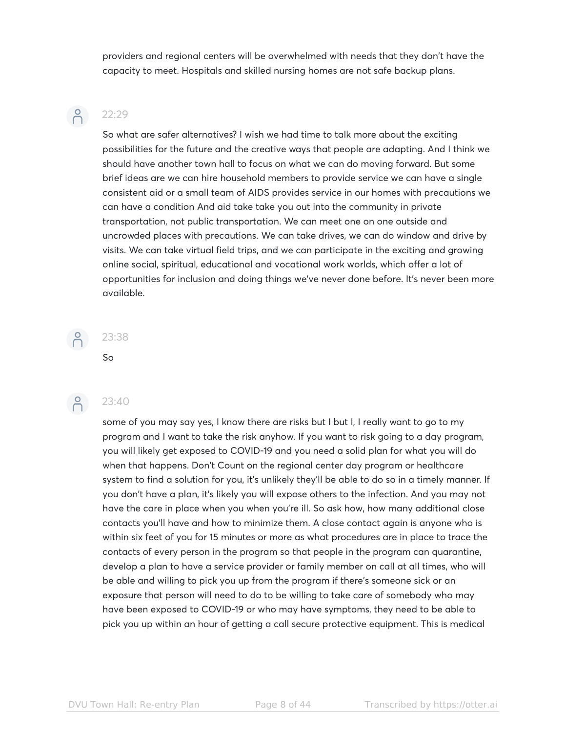providers and regional centers will be overwhelmed with needs that they don't have the capacity to meet. Hospitals and skilled nursing homes are not safe backup plans.

22:29

So what are safer alternatives? I wish we had time to talk more about the exciting possibilities for the future and the creative ways that people are adapting. And I think we should have another town hall to focus on what we can do moving forward. But some brief ideas are we can hire household members to provide service we can have a single consistent aid or a small team of AIDS provides service in our homes with precautions we can have a condition And aid take take you out into the community in private transportation, not public transportation. We can meet one on one outside and uncrowded places with precautions. We can take drives, we can do window and drive by visits. We can take virtual field trips, and we can participate in the exciting and growing online social, spiritual, educational and vocational work worlds, which offer a lot of opportunities for inclusion and doing things we've never done before. It's never been more available.

23:38

So

23:40

some of you may say yes, I know there are risks but I but I, I really want to go to my program and I want to take the risk anyhow. If you want to risk going to a day program, you will likely get exposed to COVID-19 and you need a solid plan for what you will do when that happens. Don't Count on the regional center day program or healthcare system to find a solution for you, it's unlikely they'll be able to do so in a timely manner. If you don't have a plan, it's likely you will expose others to the infection. And you may not have the care in place when you when you're ill. So ask how, how many additional close contacts you'll have and how to minimize them. A close contact again is anyone who is within six feet of you for 15 minutes or more as what procedures are in place to trace the contacts of every person in the program so that people in the program can quarantine, develop a plan to have a service provider or family member on call at all times, who will be able and willing to pick you up from the program if there's someone sick or an exposure that person will need to do to be willing to take care of somebody who may have been exposed to COVID-19 or who may have symptoms, they need to be able to pick you up within an hour of getting a call secure protective equipment. This is medical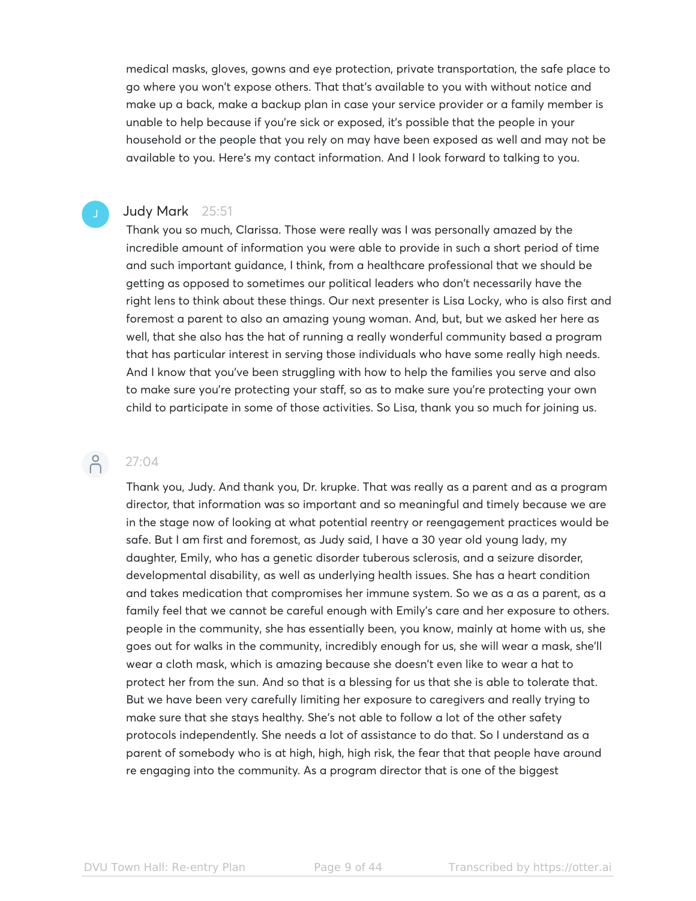medical masks, gloves, gowns and eye protection, private transportation, the safe place to go where you won't expose others. That that's available to you with without notice and make up a back, make a backup plan in case your service provider or a family member is unable to help because if you're sick or exposed, it's possible that the people in your household or the people that you rely on may have been exposed as well and may not be available to you. Here's my contact information. And I look forward to talking to you.

**Judy Mark** 25:51

Thank you so much, Clarissa. Those were really was I was personally amazed by the incredible amount of information you were able to provide in such a short period of time and such important guidance, I think, from a healthcare professional that we should be getting as opposed to sometimes our political leaders who don't necessarily have the right lens to think about these things. Our next presenter is Lisa Locky, who is also first and foremost a parent to also an amazing young woman. And, but, but we asked her here as well, that she also has the hat of running a really wonderful community based a program that has particular interest in serving those individuals who have some really high needs. And I know that you've been struggling with how to help the families you serve and also to make sure you're protecting your staff, so as to make sure you're protecting your own child to participate in some of those activities. So Lisa, thank you so much for joining us.

27:04

Thank you, Judy. And thank you, Dr. krupke. That was really as a parent and as a program director, that information was so important and so meaningful and timely because we are in the stage now of looking at what potential reentry or reengagement practices would be safe. But I am first and foremost, as Judy said, I have a 30 year old young lady, my daughter, Emily, who has a genetic disorder tuberous sclerosis, and a seizure disorder, developmental disability, as well as underlying health issues. She has a heart condition and takes medication that compromises her immune system. So we as a as a parent, as a family feel that we cannot be careful enough with Emily's care and her exposure to others. people in the community, she has essentially been, you know, mainly at home with us, she goes out for walks in the community, incredibly enough for us, she will wear a mask, she'll wear a cloth mask, which is amazing because she doesn't even like to wear a hat to protect her from the sun. And so that is a blessing for us that she is able to tolerate that. But we have been very carefully limiting her exposure to caregivers and really trying to make sure that she stays healthy. She's not able to follow a lot of the other safety protocols independently. She needs a lot of assistance to do that. So I understand as a parent of somebody who is at high, high, high risk, the fear that that people have around re engaging into the community. As a program director that is one of the biggest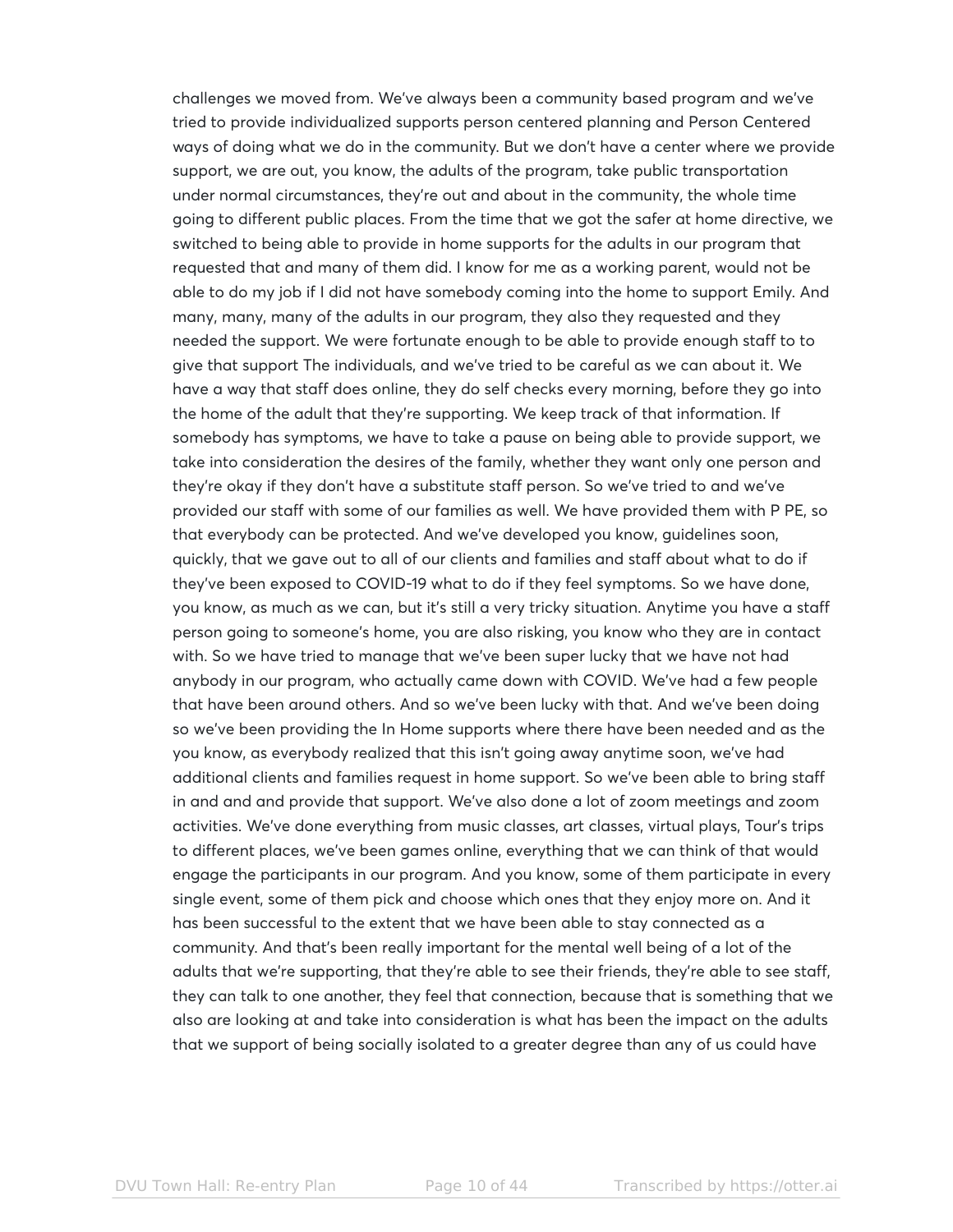challenges we moved from. We've always been a community based program and we've tried to provide individualized supports person centered planning and Person Centered ways of doing what we do in the community. But we don't have a center where we provide support, we are out, you know, the adults of the program, take public transportation under normal circumstances, they're out and about in the community, the whole time going to different public places. From the time that we got the safer at home directive, we switched to being able to provide in home supports for the adults in our program that requested that and many of them did. I know for me as a working parent, would not be able to do my job if I did not have somebody coming into the home to support Emily. And many, many, many of the adults in our program, they also they requested and they needed the support. We were fortunate enough to be able to provide enough staff to to give that support The individuals, and we've tried to be careful as we can about it. We have a way that staff does online, they do self checks every morning, before they go into the home of the adult that they're supporting. We keep track of that information. If somebody has symptoms, we have to take a pause on being able to provide support, we take into consideration the desires of the family, whether they want only one person and they're okay if they don't have a substitute staff person. So we've tried to and we've provided our staff with some of our families as well. We have provided them with P PE, so that everybody can be protected. And we've developed you know, guidelines soon, quickly, that we gave out to all of our clients and families and staff about what to do if they've been exposed to COVID-19 what to do if they feel symptoms. So we have done, you know, as much as we can, but it's still a very tricky situation. Anytime you have a staff person going to someone's home, you are also risking, you know who they are in contact with. So we have tried to manage that we've been super lucky that we have not had anybody in our program, who actually came down with COVID. We've had a few people that have been around others. And so we've been lucky with that. And we've been doing so we've been providing the In Home supports where there have been needed and as the you know, as everybody realized that this isn't going away anytime soon, we've had additional clients and families request in home support. So we've been able to bring staff in and and and provide that support. We've also done a lot of zoom meetings and zoom activities. We've done everything from music classes, art classes, virtual plays, Tour's trips to different places, we've been games online, everything that we can think of that would engage the participants in our program. And you know, some of them participate in every single event, some of them pick and choose which ones that they enjoy more on. And it has been successful to the extent that we have been able to stay connected as a community. And that's been really important for the mental well being of a lot of the adults that we're supporting, that they're able to see their friends, they're able to see staff, they can talk to one another, they feel that connection, because that is something that we also are looking at and take into consideration is what has been the impact on the adults that we support of being socially isolated to a greater degree than any of us could have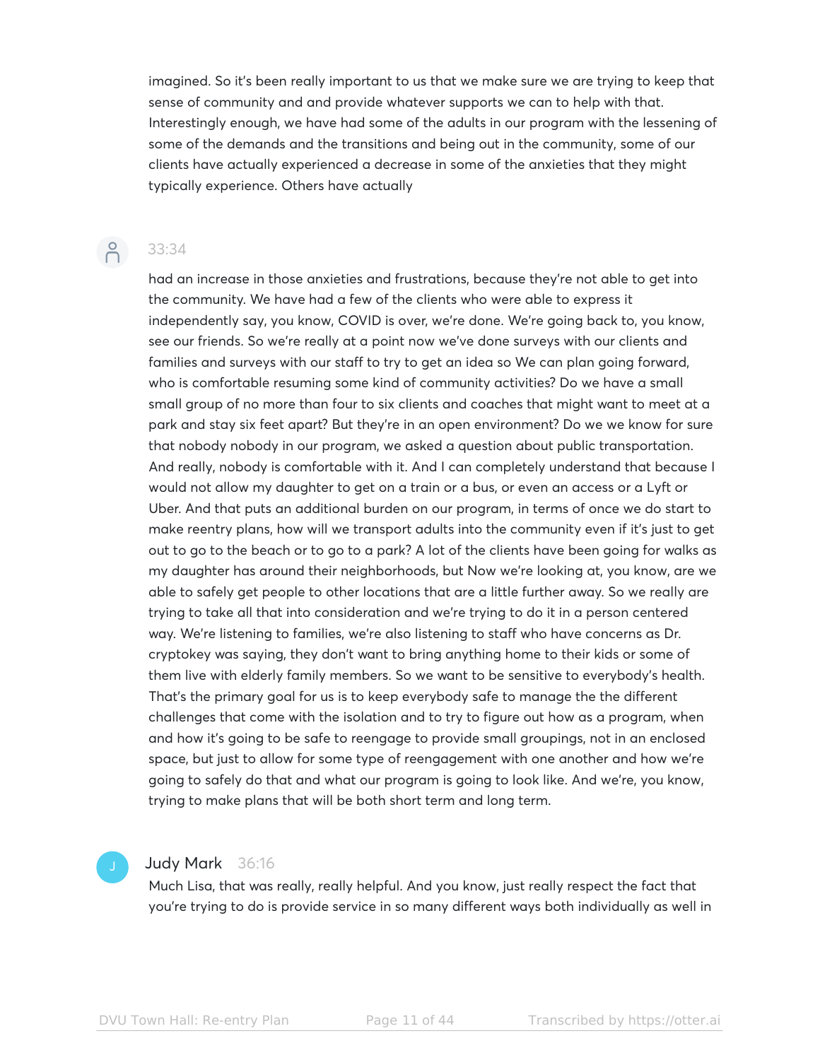imagined. So it's been really important to us that we make sure we are trying to keep that sense of community and and provide whatever supports we can to help with that. Interestingly enough, we have had some of the adults in our program with the lessening of some of the demands and the transitions and being out in the community, some of our clients have actually experienced a decrease in some of the anxieties that they might typically experience. Others have actually

33:34

had an increase in those anxieties and frustrations, because they're not able to get into the community. We have had a few of the clients who were able to express it independently say, you know, COVID is over, we're done. We're going back to, you know, see our friends. So we're really at a point now we've done surveys with our clients and families and surveys with our staff to try to get an idea so We can plan going forward, who is comfortable resuming some kind of community activities? Do we have a small small group of no more than four to six clients and coaches that might want to meet at a park and stay six feet apart? But they're in an open environment? Do we we know for sure that nobody nobody in our program, we asked a question about public transportation. And really, nobody is comfortable with it. And I can completely understand that because I would not allow my daughter to get on a train or a bus, or even an access or a Lyft or Uber. And that puts an additional burden on our program, in terms of once we do start to make reentry plans, how will we transport adults into the community even if it's just to get out to go to the beach or to go to a park? A lot of the clients have been going for walks as my daughter has around their neighborhoods, but Now we're looking at, you know, are we able to safely get people to other locations that are a little further away. So we really are trying to take all that into consideration and we're trying to do it in a person centered way. We're listening to families, we're also listening to staff who have concerns as Dr. cryptokey was saying, they don't want to bring anything home to their kids or some of them live with elderly family members. So we want to be sensitive to everybody's health. That's the primary goal for us is to keep everybody safe to manage the the different challenges that come with the isolation and to try to figure out how as a program, when and how it's going to be safe to reengage to provide small groupings, not in an enclosed space, but just to allow for some type of reengagement with one another and how we're going to safely do that and what our program is going to look like. And we're, you know, trying to make plans that will be both short term and long term.

Judy Mark 36:16

Much Lisa, that was really, really helpful. And you know, just really respect the fact that you're trying to do is provide service in so many different ways both individually as well in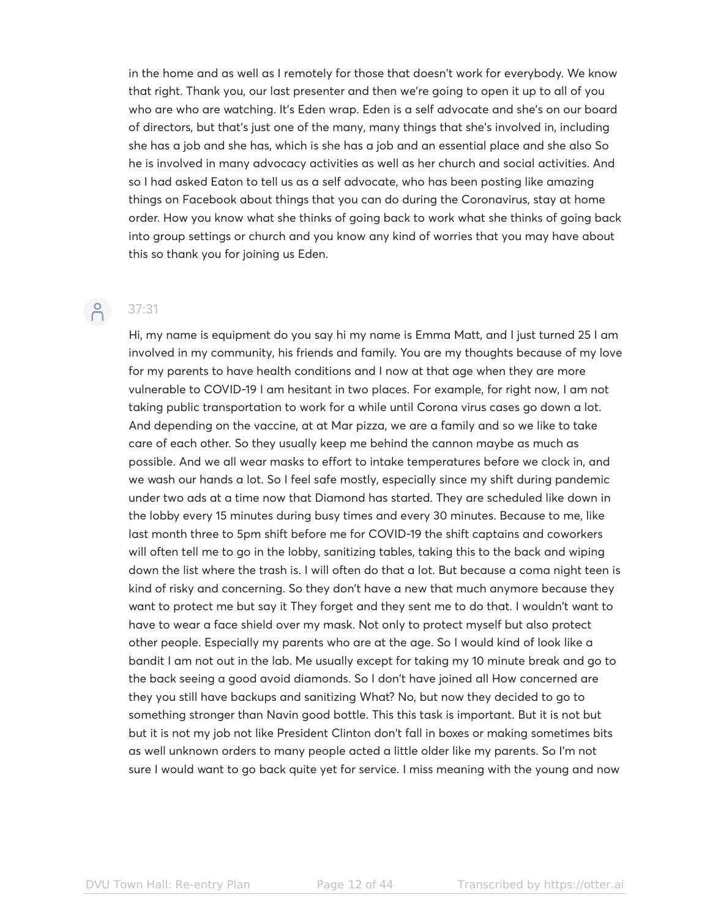in the home and as well as I remotely for those that doesn't work for everybody. We know that right. Thank you, our last presenter and then we're going to open it up to all of you who are who are watching. It's Eden wrap. Eden is a self advocate and she's on our board of directors, but that's just one of the many, many things that she's involved in, including she has a job and she has, which is she has a job and an essential place and she also So he is involved in many advocacy activities as well as her church and social activities. And so I had asked Eaton to tell us as a self advocate, who has been posting like amazing things on Facebook about things that you can do during the Coronavirus, stay at home order. How you know what she thinks of going back to work what she thinks of going back into group settings or church and you know any kind of worries that you may have about this so thank you for joining us Eden.

37:31

Hi, my name is equipment do you say hi my name is Emma Matt, and I just turned 25 I am involved in my community, his friends and family. You are my thoughts because of my love for my parents to have health conditions and I now at that age when they are more vulnerable to COVID-19 I am hesitant in two places. For example, for right now, I am not taking public transportation to work for a while until Corona virus cases go down a lot. And depending on the vaccine, at at Mar pizza, we are a family and so we like to take care of each other. So they usually keep me behind the cannon maybe as much as possible. And we all wear masks to effort to intake temperatures before we clock in, and we wash our hands a lot. So I feel safe mostly, especially since my shift during pandemic under two ads at a time now that Diamond has started. They are scheduled like down in the lobby every 15 minutes during busy times and every 30 minutes. Because to me, like last month three to 5pm shift before me for COVID-19 the shift captains and coworkers will often tell me to go in the lobby, sanitizing tables, taking this to the back and wiping down the list where the trash is. I will often do that a lot. But because a coma night teen is kind of risky and concerning. So they don't have a new that much anymore because they want to protect me but say it They forget and they sent me to do that. I wouldn't want to have to wear a face shield over my mask. Not only to protect myself but also protect other people. Especially my parents who are at the age. So I would kind of look like a bandit I am not out in the lab. Me usually except for taking my 10 minute break and go to the back seeing a good avoid diamonds. So I don't have joined all How concerned are they you still have backups and sanitizing What? No, but now they decided to go to something stronger than Navin good bottle. This this task is important. But it is not but but it is not my job not like President Clinton don't fall in boxes or making sometimes bits as well unknown orders to many people acted a little older like my parents. So I'm not sure I would want to go back quite yet for service. I miss meaning with the young and now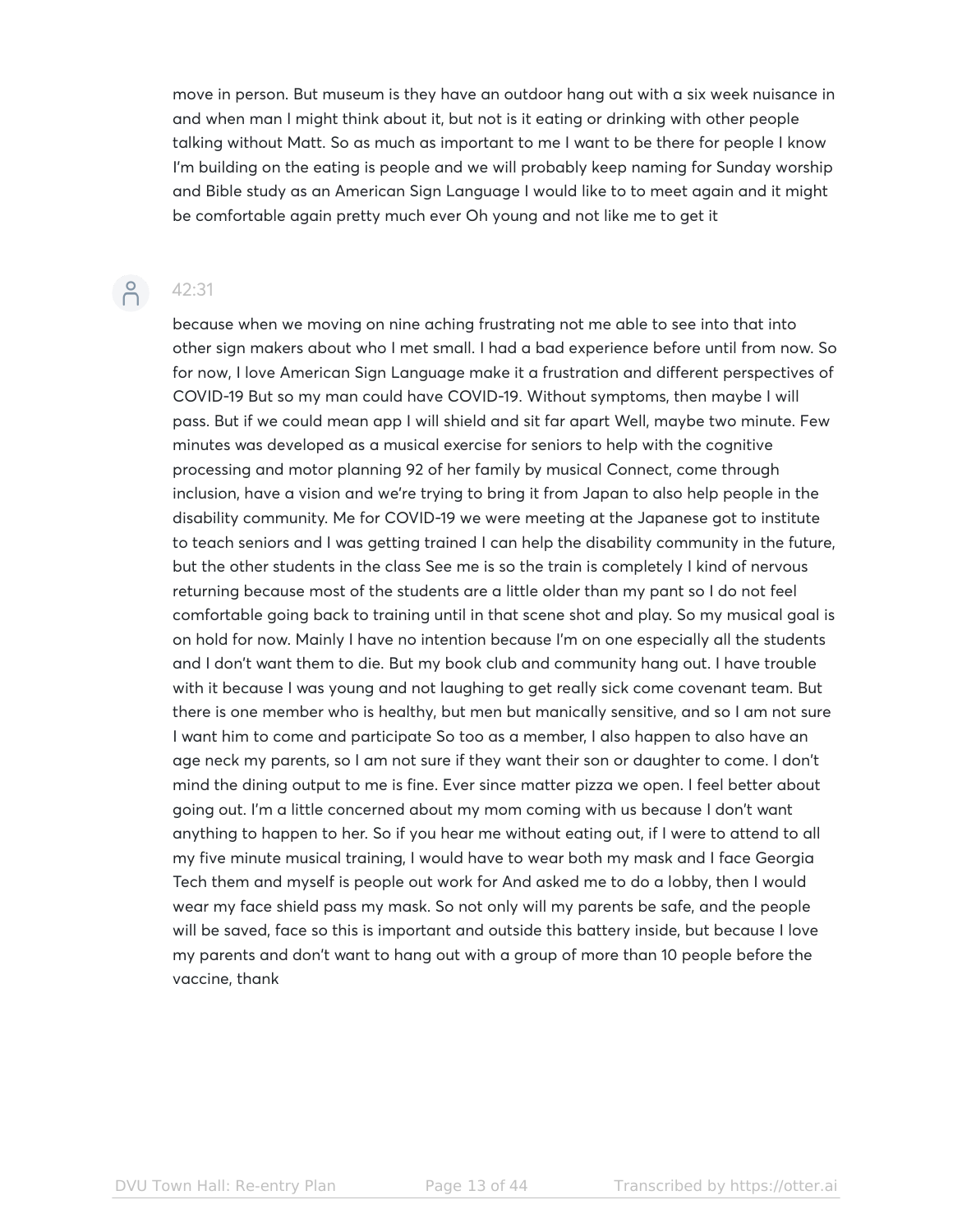move in person. But museum is they have an outdoor hang out with a six week nuisance in and when man I might think about it, but not is it eating or drinking with other people talking without Matt. So as much as important to me I want to be there for people I know I'm building on the eating is people and we will probably keep naming for Sunday worship and Bible study as an American Sign Language I would like to to meet again and it might be comfortable again pretty much ever Oh young and not like me to get it

42:31

because when we moving on nine aching frustrating not me able to see into that into other sign makers about who I met small. I had a bad experience before until from now. So for now, I love American Sign Language make it a frustration and different perspectives of COVID-19 But so my man could have COVID-19. Without symptoms, then maybe I will pass. But if we could mean app I will shield and sit far apart Well, maybe two minute. Few minutes was developed as a musical exercise for seniors to help with the cognitive processing and motor planning 92 of her family by musical Connect, come through inclusion, have a vision and we're trying to bring it from Japan to also help people in the disability community. Me for COVID-19 we were meeting at the Japanese got to institute to teach seniors and I was getting trained I can help the disability community in the future, but the other students in the class See me is so the train is completely I kind of nervous returning because most of the students are a little older than my pant so I do not feel comfortable going back to training until in that scene shot and play. So my musical goal is on hold for now. Mainly I have no intention because I'm on one especially all the students and I don't want them to die. But my book club and community hang out. I have trouble with it because I was young and not laughing to get really sick come covenant team. But there is one member who is healthy, but men but manically sensitive, and so I am not sure I want him to come and participate So too as a member, I also happen to also have an age neck my parents, so I am not sure if they want their son or daughter to come. I don't mind the dining output to me is fine. Ever since matter pizza we open. I feel better about going out. I'm a little concerned about my mom coming with us because I don't want anything to happen to her. So if you hear me without eating out, if I were to attend to all my five minute musical training, I would have to wear both my mask and I face Georgia Tech them and myself is people out work for And asked me to do a lobby, then I would wear my face shield pass my mask. So not only will my parents be safe, and the people will be saved, face so this is important and outside this battery inside, but because I love my parents and don't want to hang out with a group of more than 10 people before the vaccine, thank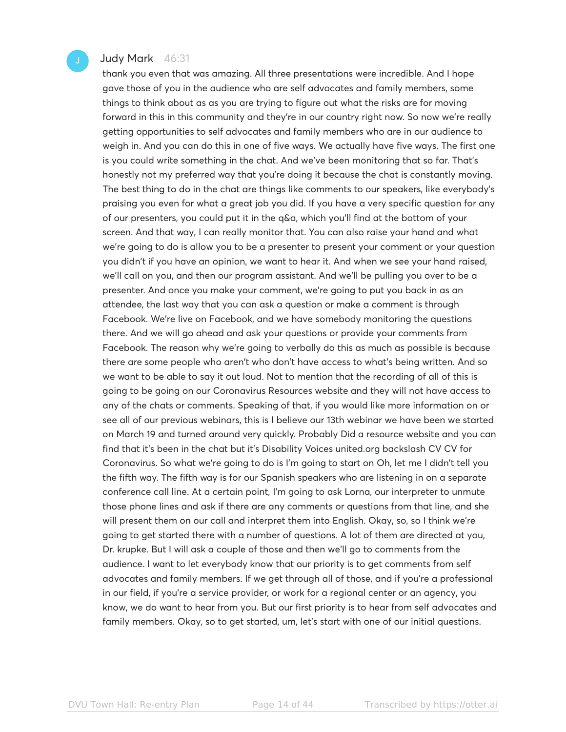**Judy Mark** 46:31

thank you even that was amazing. All three presentations were incredible. And I hope gave those of you in the audience who are self advocates and family members, some things to think about as as you are trying to figure out what the risks are for moving forward in this in this community and they're in our country right now. So now we're really getting opportunities to self advocates and family members who are in our audience to weigh in. And you can do this in one of five ways. We actually have five ways. The first one is you could write something in the chat. And we've been monitoring that so far. That's honestly not my preferred way that you're doing it because the chat is constantly moving. The best thing to do in the chat are things like comments to our speakers, like everybody's praising you even for what a great job you did. If you have a very specific question for any of our presenters, you could put it in the q&a, which you'll find at the bottom of your screen. And that way, I can really monitor that. You can also raise your hand and what we're going to do is allow you to be a presenter to present your comment or your question you didn't if you have an opinion, we want to hear it. And when we see your hand raised, we'll call on you, and then our program assistant. And we'll be pulling you over to be a presenter. And once you make your comment, we're going to put you back in as an attendee, the last way that you can ask a question or make a comment is through Facebook. We're live on Facebook, and we have somebody monitoring the questions there. And we will go ahead and ask your questions or provide your comments from Facebook. The reason why we're going to verbally do this as much as possible is because there are some people who aren't who don't have access to what's being written. And so we want to be able to say it out loud. Not to mention that the recording of all of this is going to be going on our Coronavirus Resources website and they will not have access to any of the chats or comments. Speaking of that, if you would like more information on or see all of our previous webinars, this is I believe our 13th webinar we have been we started on March 19 and turned around very quickly. Probably Did a resource website and you can find that it's been in the chat but it's Disability Voices united.org backslash CV CV for Coronavirus. So what we're going to do is I'm going to start on Oh, let me I didn't tell you the fifth way. The fifth way is for our Spanish speakers who are listening in on a separate conference call line. At a certain point, I'm going to ask Lorna, our interpreter to unmute those phone lines and ask if there are any comments or questions from that line, and she will present them on our call and interpret them into English. Okay, so, so I think we're going to get started there with a number of questions. A lot of them are directed at you, Dr. krupke. But I will ask a couple of those and then we'll go to comments from the audience. I want to let everybody know that our priority is to get comments from self advocates and family members. If we get through all of those, and if you're a professional in our field, if you're a service provider, or work for a regional center or an agency, you know, we do want to hear from you. But our first priority is to hear from self advocates and family members. Okay, so to get started, um, let's start with one of our initial questions.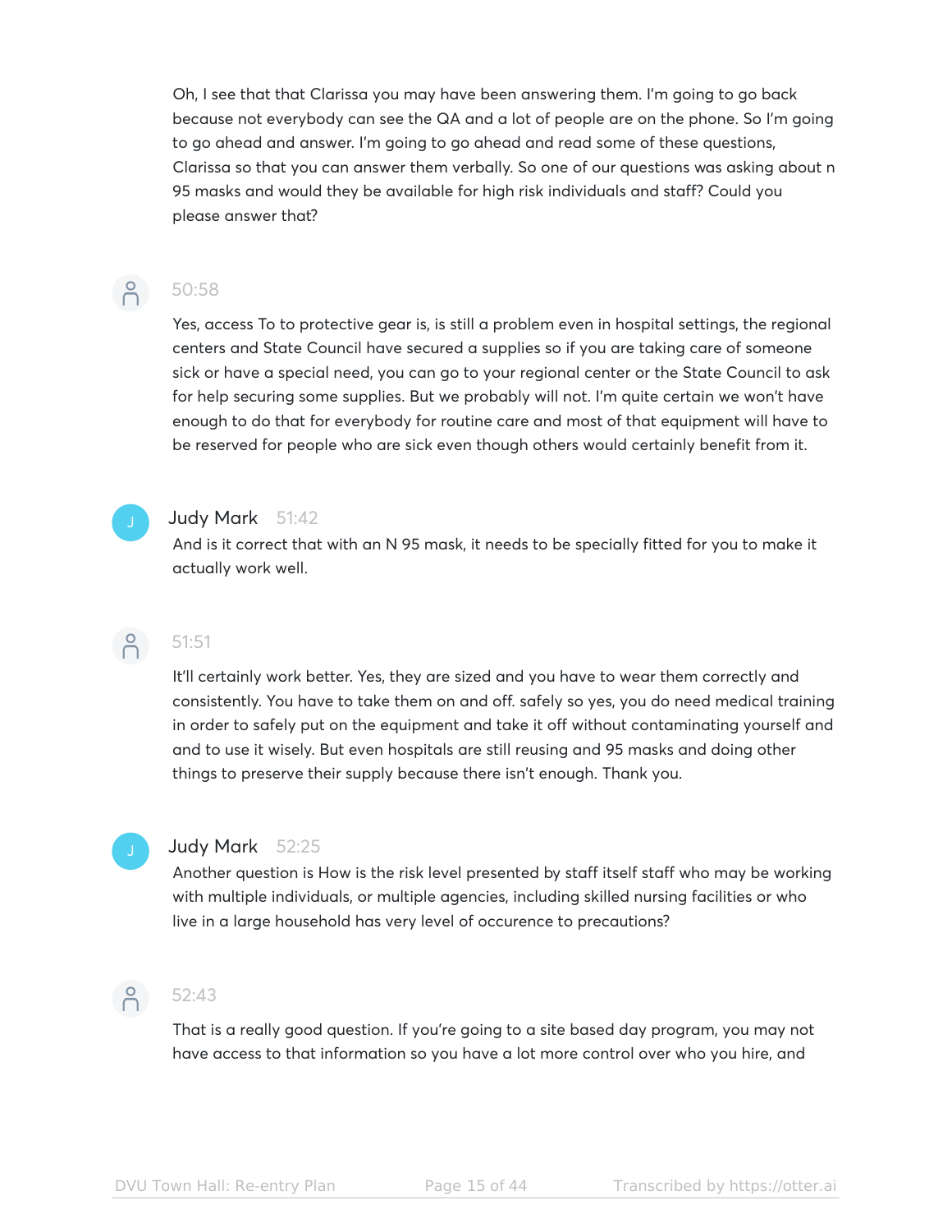Oh, I see that that Clarissa you may have been answering them. I'm going to go back because not everybody can see the QA and a lot of people are on the phone. So I'm going to go ahead and answer. I'm going to go ahead and read some of these questions, Clarissa so that you can answer them verbally. So one of our questions was asking about n 95 masks and would they be available for high risk individuals and staff? Could you please answer that?

50:58

Yes, access To to protective gear is, is still a problem even in hospital settings, the regional centers and State Council have secured a supplies so if you are taking care of someone sick or have a special need, you can go to your regional center or the State Council to ask for help securing some supplies. But we probably will not. I'm quite certain we won't have enough to do that for everybody for routine care and most of that equipment will have to be reserved for people who are sick even though others would certainly benefit from it.

**Judy Mark** 51:42

And is it correct that with an N 95 mask, it needs to be specially fitted for you to make it actually work well.

51:51

It'll certainly work better. Yes, they are sized and you have to wear them correctly and consistently. You have to take them on and off. safely so yes, you do need medical training in order to safely put on the equipment and take it off without contaminating yourself and and to use it wisely. But even hospitals are still reusing and 95 masks and doing other things to preserve their supply because there isn't enough. Thank you.

**Judy Mark** 52:25

Another question is How is the risk level presented by staff itself staff who may be working with multiple individuals, or multiple agencies, including skilled nursing facilities or who live in a large household has very level of occurence to precautions?

52:43

That is a really good question. If you're going to a site based day program, you may not have access to that information so you have a lot more control over who you hire, and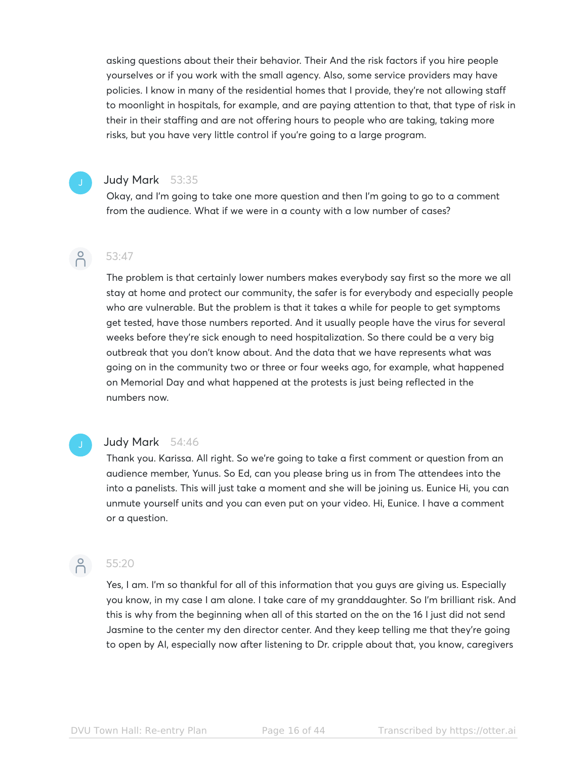asking questions about their their behavior. Their And the risk factors if you hire people yourselves or if you work with the small agency. Also, some service providers may have policies. I know in many of the residential homes that I provide, they're not allowing staff to moonlight in hospitals, for example, and are paying attention to that, that type of risk in their in their staffing and are not offering hours to people who are taking, taking more risks, but you have very little control if you're going to a large program.

**Judy Mark** 53:35

Okay, and I'm going to take one more question and then I'm going to go to a comment from the audience. What if we were in a county with a low number of cases?

**53:47**

The problem is that certainly lower numbers makes everybody say first so the more we all stay at home and protect our community, the safer is for everybody and especially people who are vulnerable. But the problem is that it takes a while for people to get symptoms get tested, have those numbers reported. And it usually people have the virus for several weeks before they're sick enough to need hospitalization. So there could be a very big outbreak that you don't know about. And the data that we have represents what was going on in the community two or three or four weeks ago, for example, what happened on Memorial Day and what happened at the protests is just being reflected in the numbers now.

**Judy Mark** 54:46

Thank you. Karissa. All right. So we're going to take a first comment or question from an audience member, Yunus. So Ed, can you please bring us in from The attendees into the into a panelists. This will just take a moment and she will be joining us. Eunice Hi, you can unmute yourself units and you can even put on your video. Hi, Eunice. I have a comment or a question.

**55:20**

Yes, I am. I'm so thankful for all of this information that you guys are giving us. Especially you know, in my case I am alone. I take care of my granddaughter. So I'm brilliant risk. And this is why from the beginning when all of this started on the on the 16 I just did not send Jasmine to the center my den director center. And they keep telling me that they're going to open by AI, especially now after listening to Dr. cripple about that, you know, caregivers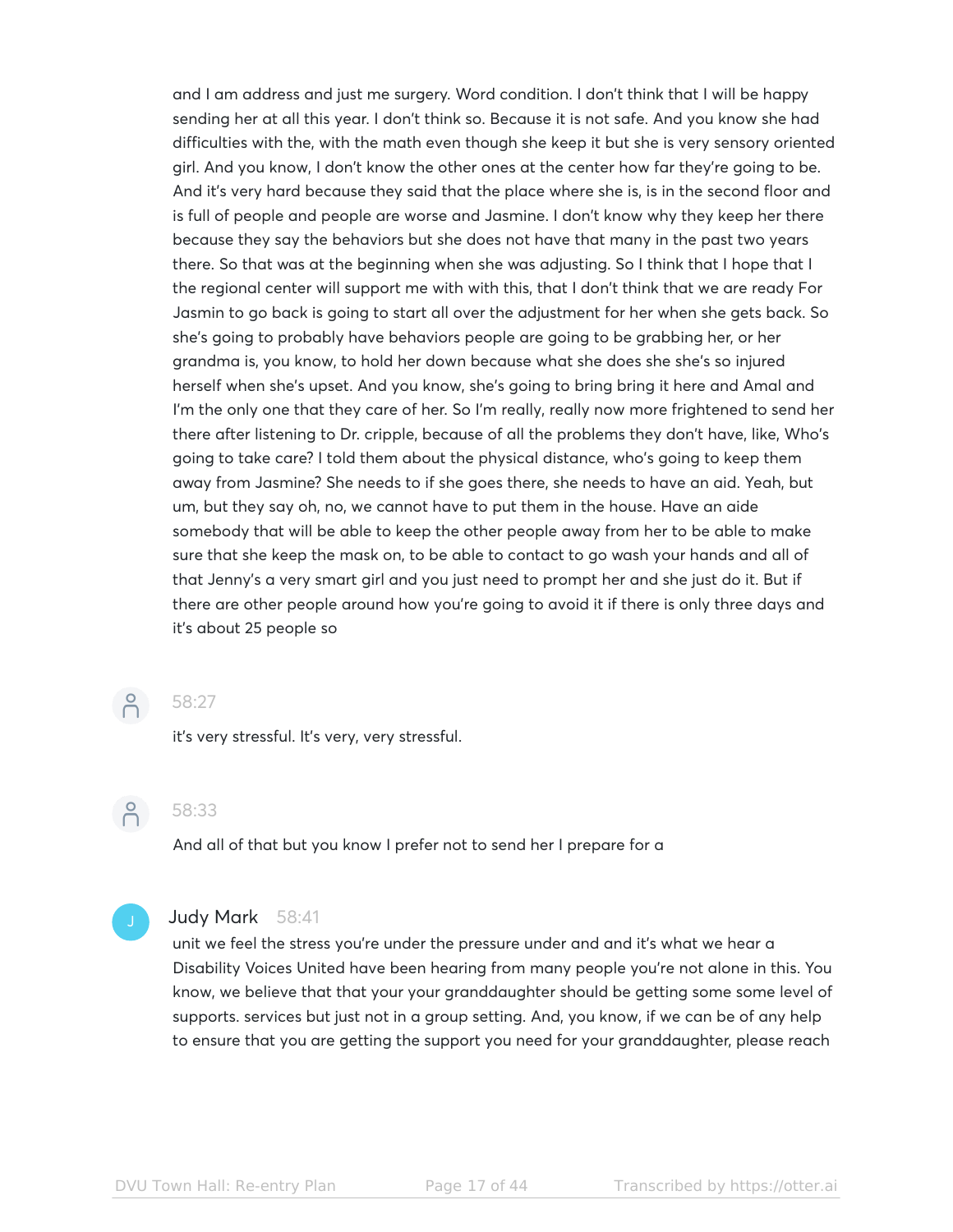and I am address and just me surgery. Word condition. I don't think that I will be happy sending her at all this year. I don't think so. Because it is not safe. And you know she had difficulties with the, with the math even though she keep it but she is very sensory oriented girl. And you know, I don't know the other ones at the center how far they're going to be. And it's very hard because they said that the place where she is, is in the second floor and is full of people and people are worse and Jasmine. I don't know why they keep her there because they say the behaviors but she does not have that many in the past two years there. So that was at the beginning when she was adjusting. So I think that I hope that I the regional center will support me with with this, that I don't think that we are ready For Jasmin to go back is going to start all over the adjustment for her when she gets back. So she's going to probably have behaviors people are going to be grabbing her, or her grandma is, you know, to hold her down because what she does she she's so injured herself when she's upset. And you know, she's going to bring bring it here and Amal and I'm the only one that they care of her. So I'm really, really now more frightened to send her there after listening to Dr. cripple, because of all the problems they don't have, like, Who's going to take care? I told them about the physical distance, who's going to keep them away from Jasmine? She needs to if she goes there, she needs to have an aid. Yeah, but um, but they say oh, no, we cannot have to put them in the house. Have an aide somebody that will be able to keep the other people away from her to be able to make sure that she keep the mask on, to be able to contact to go wash your hands and all of that Jenny's a very smart girl and you just need to prompt her and she just do it. But if there are other people around how you're going to avoid it if there is only three days and it's about 25 people so

58:27

it's very stressful. It's very, very stressful.

58:33

And all of that but you know I prefer not to send her I prepare for a

**Judy Mark** 58:41

unit we feel the stress you're under the pressure under and and it's what we hear a Disability Voices United have been hearing from many people you're not alone in this. You know, we believe that that your your granddaughter should be getting some some level of supports. services but just not in a group setting. And, you know, if we can be of any help to ensure that you are getting the support you need for your granddaughter, please reach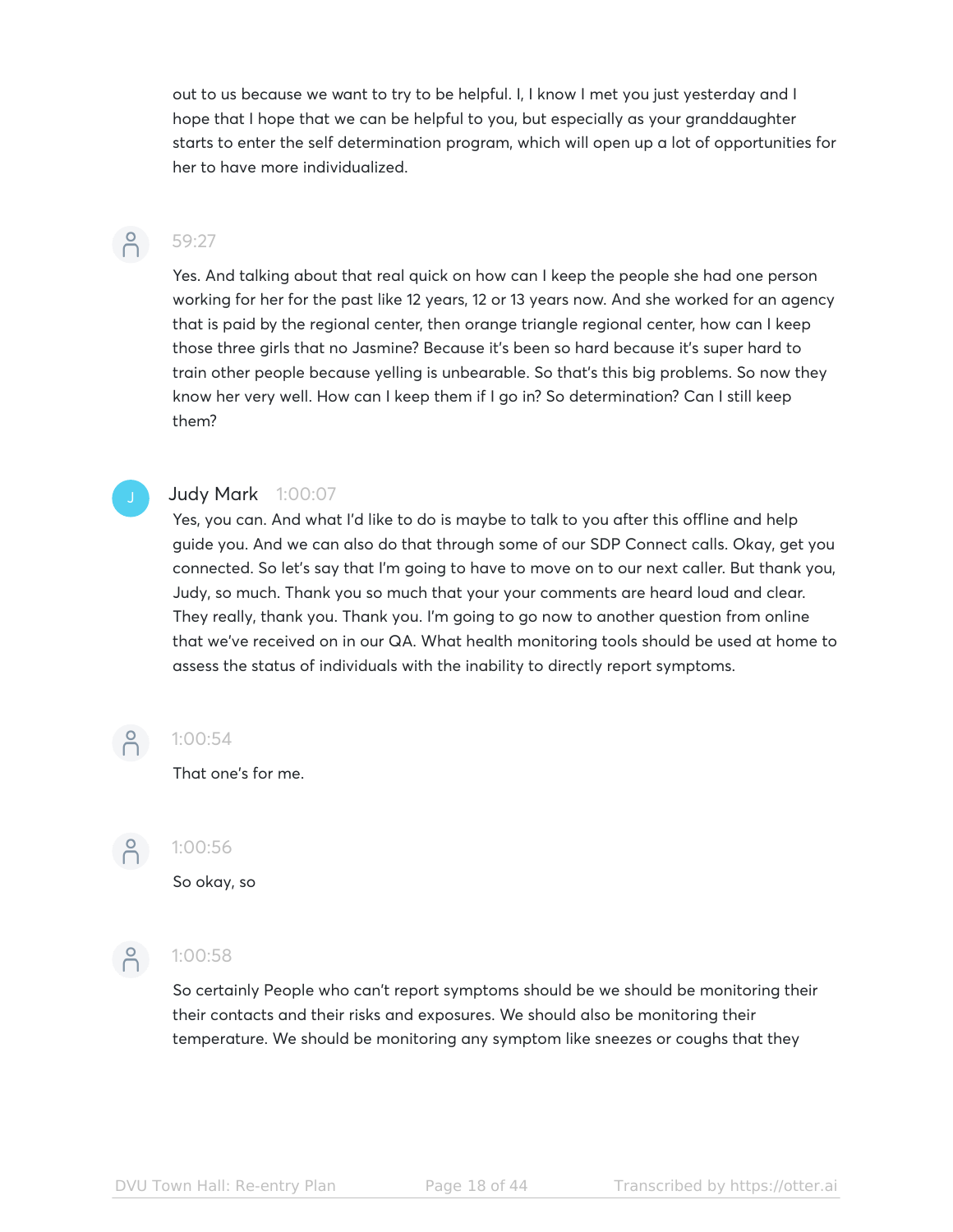out to us because we want to try to be helpful. I, I know I met you just yesterday and I hope that I hope that we can be helpful to you, but especially as your granddaughter starts to enter the self determination program, which will open up a lot of opportunities for her to have more individualized.

59:27

Yes. And talking about that real quick on how can I keep the people she had one person working for her for the past like 12 years, 12 or 13 years now. And she worked for an agency that is paid by the regional center, then orange triangle regional center, how can I keep those three girls that no Jasmine? Because it's been so hard because it's super hard to train other people because yelling is unbearable. So that's this big problems. So now they know her very well. How can I keep them if I go in? So determination? Can I still keep them?

**Judy Mark** 1:00:07

Yes, you can. And what I'd like to do is maybe to talk to you after this offline and help guide you. And we can also do that through some of our SDP Connect calls. Okay, get you connected. So let's say that I'm going to have to move on to our next caller. But thank you, Judy, so much. Thank you so much that your your comments are heard loud and clear. They really, thank you. Thank you. I'm going to go now to another question from online that we've received on in our QA. What health monitoring tools should be used at home to assess the status of individuals with the inability to directly report symptoms.

1:00:54

That one's for me.

1:00:56

So okay, so

1:00:58

So certainly People who can't report symptoms should be we should be monitoring their their contacts and their risks and exposures. We should also be monitoring their temperature. We should be monitoring any symptom like sneezes or coughs that they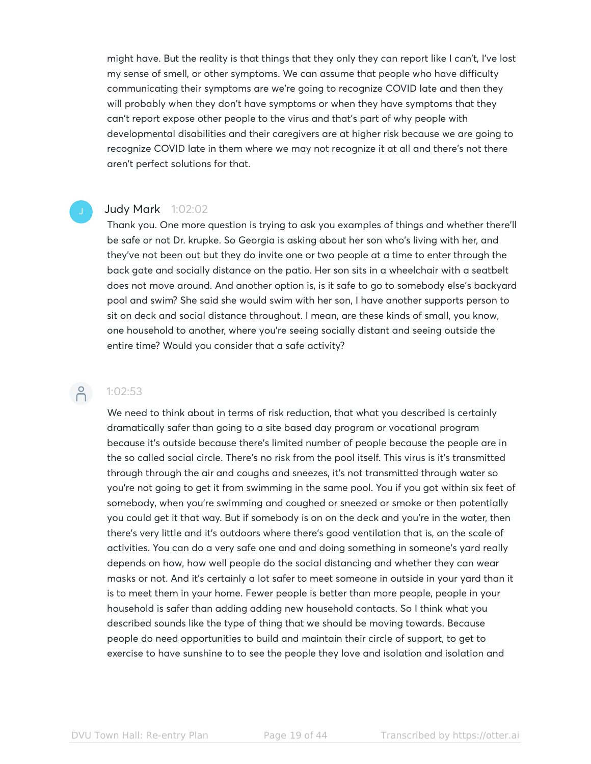might have. But the reality is that things that they only they can report like I can't, I've lost my sense of smell, or other symptoms. We can assume that people who have difficulty communicating their symptoms are we're going to recognize COVID late and then they will probably when they don't have symptoms or when they have symptoms that they can't report expose other people to the virus and that's part of why people with developmental disabilities and their caregivers are at higher risk because we are going to recognize COVID late in them where we may not recognize it at all and there's not there aren't perfect solutions for that.

**Judy Mark** 1:02:02

Thank you. One more question is trying to ask you examples of things and whether there'll be safe or not Dr. krupke. So Georgia is asking about her son who's living with her, and they've not been out but they do invite one or two people at a time to enter through the back gate and socially distance on the patio. Her son sits in a wheelchair with a seatbelt does not move around. And another option is, is it safe to go to somebody else's backyard pool and swim? She said she would swim with her son, I have another supports person to sit on deck and social distance throughout. I mean, are these kinds of small, you know, one household to another, where you're seeing socially distant and seeing outside the entire time? Would you consider that a safe activity?

1:02:53

We need to think about in terms of risk reduction, that what you described is certainly dramatically safer than going to a site based day program or vocational program because it's outside because there's limited number of people because the people are in the so called social circle. There's no risk from the pool itself. This virus is it's transmitted through through the air and coughs and sneezes, it's not transmitted through water so you're not going to get it from swimming in the same pool. You if you got within six feet of somebody, when you're swimming and coughed or sneezed or smoke or then potentially you could get it that way. But if somebody is on on the deck and you're in the water, then there's very little and it's outdoors where there's good ventilation that is, on the scale of activities. You can do a very safe one and and doing something in someone's yard really depends on how, how well people do the social distancing and whether they can wear masks or not. And it's certainly a lot safer to meet someone in outside in your yard than it is to meet them in your home. Fewer people is better than more people, people in your household is safer than adding adding new household contacts. So I think what you described sounds like the type of thing that we should be moving towards. Because people do need opportunities to build and maintain their circle of support, to get to exercise to have sunshine to to see the people they love and isolation and isolation and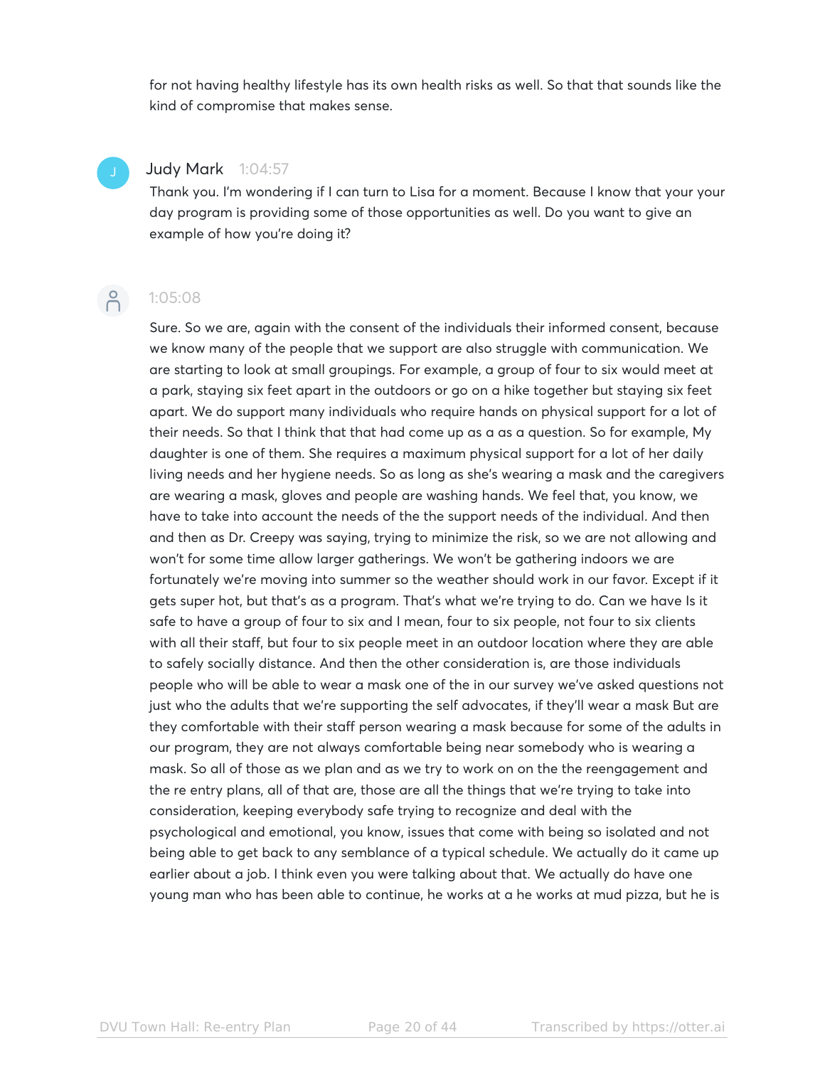for not having healthy lifestyle has its own health risks as well. So that that sounds like the kind of compromise that makes sense.

J

Judy Mark 1:04:57

Thank you. I'm wondering if I can turn to Lisa for a moment. Because I know that your your day program is providing some of those opportunities as well. Do you want to give an example of how you're doing it?

1:05:08

Sure. So we are, again with the consent of the individuals their informed consent, because we know many of the people that we support are also struggle with communication. We are starting to look at small groupings. For example, a group of four to six would meet at a park, staying six feet apart in the outdoors or go on a hike together but staying six feet apart. We do support many individuals who require hands on physical support for a lot of their needs. So that I think that that had come up as a as a question. So for example, My daughter is one of them. She requires a maximum physical support for a lot of her daily living needs and her hygiene needs. So as long as she's wearing a mask and the caregivers are wearing a mask, gloves and people are washing hands. We feel that, you know, we have to take into account the needs of the the support needs of the individual. And then and then as Dr. Creepy was saying, trying to minimize the risk, so we are not allowing and won't for some time allow larger gatherings. We won't be gathering indoors we are fortunately we're moving into summer so the weather should work in our favor. Except if it gets super hot, but that's as a program. That's what we're trying to do. Can we have Is it safe to have a group of four to six and I mean, four to six people, not four to six clients with all their staff, but four to six people meet in an outdoor location where they are able to safely socially distance. And then the other consideration is, are those individuals people who will be able to wear a mask one of the in our survey we've asked questions not just who the adults that we're supporting the self advocates, if they'll wear a mask But are they comfortable with their staff person wearing a mask because for some of the adults in our program, they are not always comfortable being near somebody who is wearing a mask. So all of those as we plan and as we try to work on on the the reengagement and the re entry plans, all of that are, those are all the things that we're trying to take into consideration, keeping everybody safe trying to recognize and deal with the psychological and emotional, you know, issues that come with being so isolated and not being able to get back to any semblance of a typical schedule. We actually do it came up earlier about a job. I think even you were talking about that. We actually do have one young man who has been able to continue, he works at a he works at mud pizza, but he is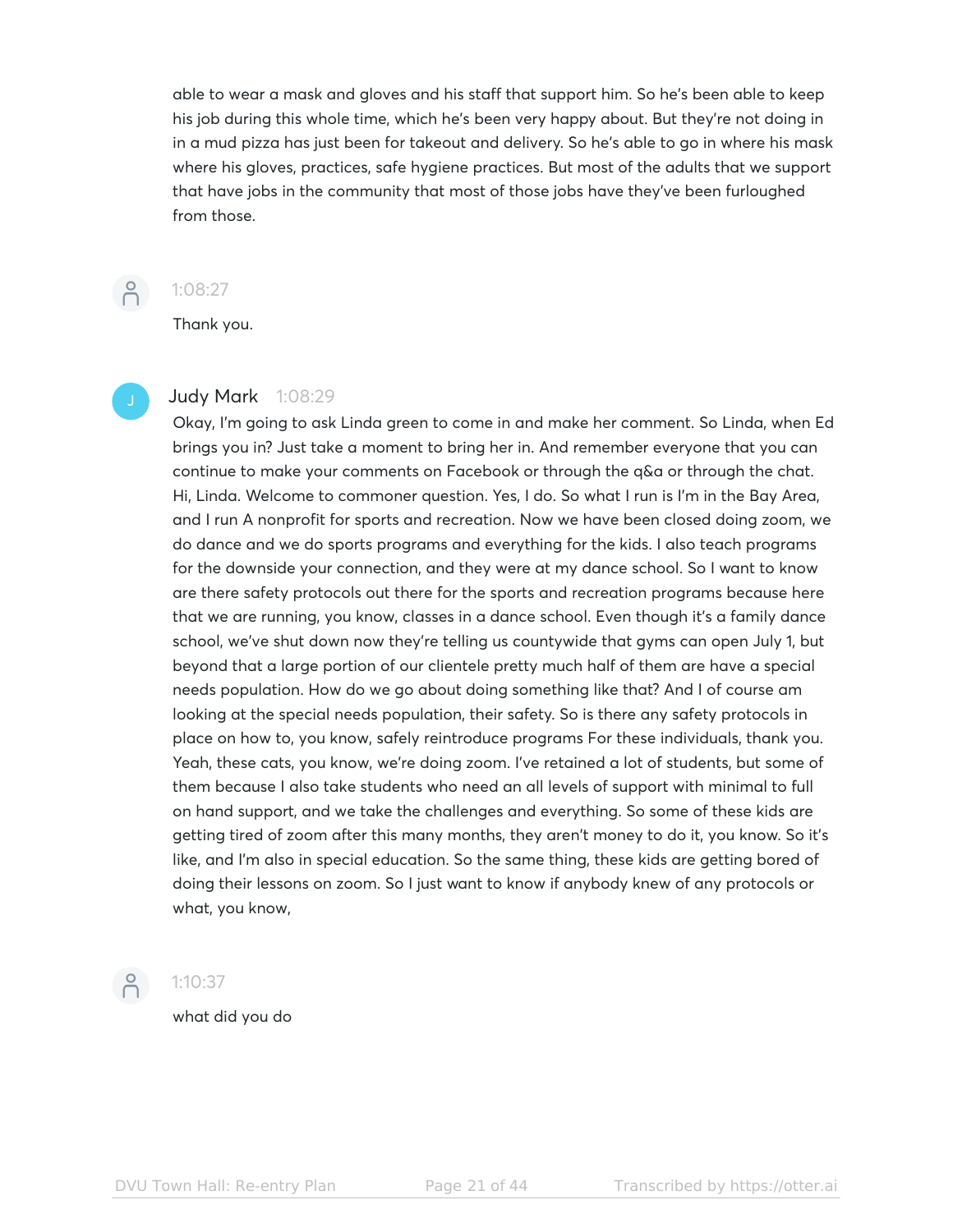able to wear a mask and gloves and his staff that support him. So he's been able to keep his job during this whole time, which he's been very happy about. But they're not doing in in a mud pizza has just been for takeout and delivery. So he's able to go in where his mask where his gloves, practices, safe hygiene practices. But most of the adults that we support that have jobs in the community that most of those jobs have they've been furloughed from those.

1:08:27

Thank you.

**Judy Mark** 1:08:29

Okay, I'm going to ask Linda green to come in and make her comment. So Linda, when Ed brings you in? Just take a moment to bring her in. And remember everyone that you can continue to make your comments on Facebook or through the q&a or through the chat. Hi, Linda. Welcome to commoner question. Yes, I do. So what I run is I'm in the Bay Area, and I run A nonprofit for sports and recreation. Now we have been closed doing zoom, we do dance and we do sports programs and everything for the kids. I also teach programs for the downside your connection, and they were at my dance school. So I want to know are there safety protocols out there for the sports and recreation programs because here that we are running, you know, classes in a dance school. Even though it's a family dance school, we've shut down now they're telling us countywide that gyms can open July 1, but beyond that a large portion of our clientele pretty much half of them are have a special needs population. How do we go about doing something like that? And I of course am looking at the special needs population, their safety. So is there any safety protocols in place on how to, you know, safely reintroduce programs For these individuals, thank you. Yeah, these cats, you know, we're doing zoom. I've retained a lot of students, but some of them because I also take students who need an all levels of support with minimal to full on hand support, and we take the challenges and everything. So some of these kids are getting tired of zoom after this many months, they aren't money to do it, you know. So it's like, and I'm also in special education. So the same thing, these kids are getting bored of doing their lessons on zoom. So I just want to know if anybody knew of any protocols or what, you know,

1:10:37

what did you do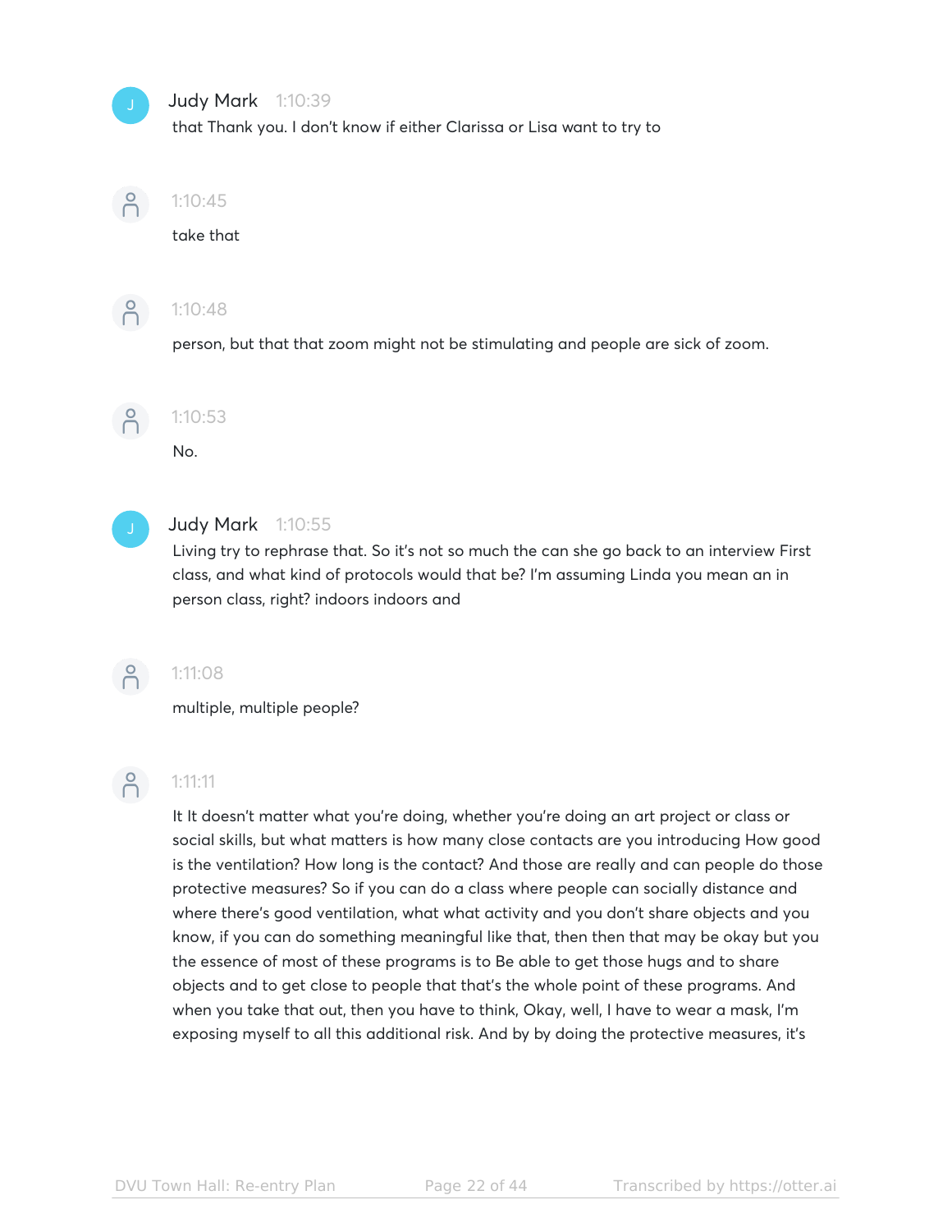**Judy Mark** 1:10:39

that Thank you. I don't know if either Clarissa or Lisa want to try to

1:10:45

take that

1:10:48

person, but that that zoom might not be stimulating and people are sick of zoom.

1:10:53

No.

**Judy Mark** 1:10:55

Living try to rephrase that. So it's not so much the can she go back to an interview First class, and what kind of protocols would that be? I'm assuming Linda you mean an in person class, right? indoors indoors and

1:11:08

multiple, multiple people?

1:11:11

It It doesn't matter what you're doing, whether you're doing an art project or class or social skills, but what matters is how many close contacts are you introducing How good is the ventilation? How long is the contact? And those are really and can people do those protective measures? So if you can do a class where people can socially distance and where there's good ventilation, what what activity and you don't share objects and you know, if you can do something meaningful like that, then then that may be okay but you the essence of most of these programs is to Be able to get those hugs and to share objects and to get close to people that that's the whole point of these programs. And when you take that out, then you have to think, Okay, well, I have to wear a mask, I'm exposing myself to all this additional risk. And by by doing the protective measures, it's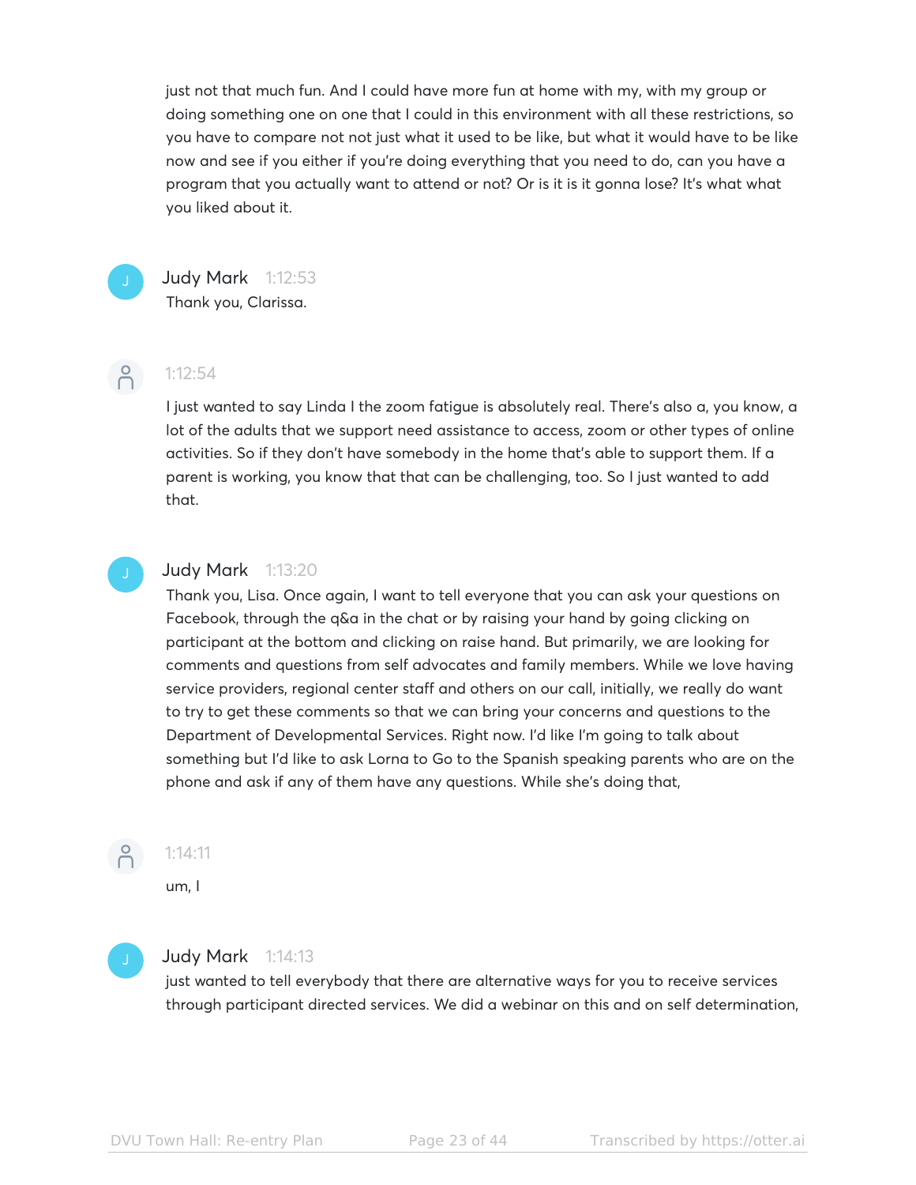just not that much fun. And I could have more fun at home with my, with my group or doing something one on one that I could in this environment with all these restrictions, so you have to compare not not just what it used to be like, but what it would have to be like now and see if you either if you're doing everything that you need to do, can you have a program that you actually want to attend or not? Or is it is it gonna lose? It's what what you liked about it.

**Judy Mark** 1:12:53
Thank you, Clarissa.

1:12:54
I just wanted to say Linda I the zoom fatigue is absolutely real. There's also a, you know, a lot of the adults that we support need assistance to access, zoom or other types of online activities. So if they don't have somebody in the home that's able to support them. If a parent is working, you know that that can be challenging, too. So I just wanted to add that.

**Judy Mark** 1:13:20
Thank you, Lisa. Once again, I want to tell everyone that you can ask your questions on Facebook, through the q&a in the chat or by raising your hand by going clicking on participant at the bottom and clicking on raise hand. But primarily, we are looking for comments and questions from self advocates and family members. While we love having service providers, regional center staff and others on our call, initially, we really do want to try to get these comments so that we can bring your concerns and questions to the Department of Developmental Services. Right now. I'd like I'm going to talk about something but I'd like to ask Lorna to Go to the Spanish speaking parents who are on the phone and ask if any of them have any questions. While she's doing that,

1:14:11
um, I

**Judy Mark** 1:14:13
just wanted to tell everybody that there are alternative ways for you to receive services through participant directed services. We did a webinar on this and on self determination,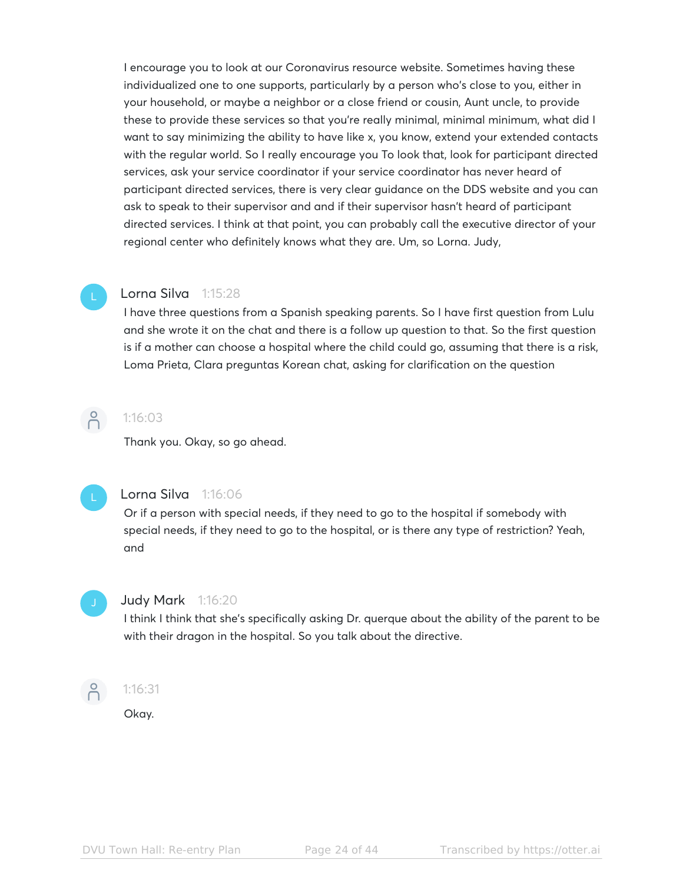I encourage you to look at our Coronavirus resource website. Sometimes having these individualized one to one supports, particularly by a person who's close to you, either in your household, or maybe a neighbor or a close friend or cousin, Aunt uncle, to provide these to provide these services so that you're really minimal, minimal minimum, what did I want to say minimizing the ability to have like x, you know, extend your extended contacts with the regular world. So I really encourage you To look that, look for participant directed services, ask your service coordinator if your service coordinator has never heard of participant directed services, there is very clear guidance on the DDS website and you can ask to speak to their supervisor and and if their supervisor hasn't heard of participant directed services. I think at that point, you can probably call the executive director of your regional center who definitely knows what they are. Um, so Lorna. Judy,

**Lorna Silva** 1:15:28

I have three questions from a Spanish speaking parents. So I have first question from Lulu and she wrote it on the chat and there is a follow up question to that. So the first question is if a mother can choose a hospital where the child could go, assuming that there is a risk, Loma Prieta, Clara preguntas Korean chat, asking for clarification on the question

1:16:03

Thank you. Okay, so go ahead.

**Lorna Silva** 1:16:06

Or if a person with special needs, if they need to go to the hospital if somebody with special needs, if they need to go to the hospital, or is there any type of restriction? Yeah, and

**Judy Mark** 1:16:20

I think I think that she's specifically asking Dr. querque about the ability of the parent to be with their dragon in the hospital. So you talk about the directive.

1:16:31

Okay.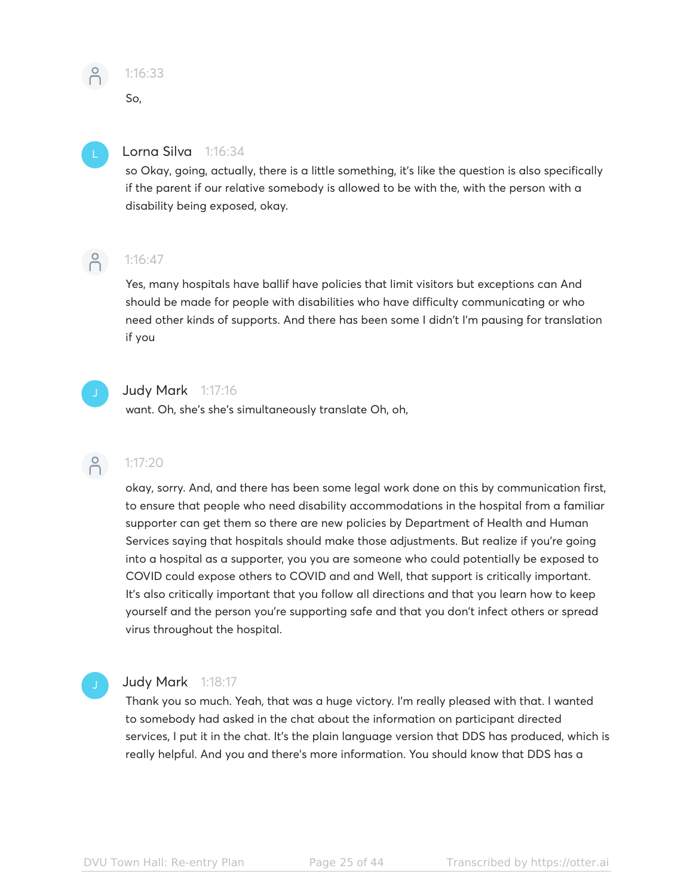1:16:33

So,

Lorna Silva 1:16:34

so Okay, going, actually, there is a little something, it's like the question is also specifically if the parent if our relative somebody is allowed to be with the, with the person with a disability being exposed, okay.

1:16:47

Yes, many hospitals have ballif have policies that limit visitors but exceptions can And should be made for people with disabilities who have difficulty communicating or who need other kinds of supports. And there has been some I didn't I'm pausing for translation if you

Judy Mark 1:17:16

want. Oh, she's she's simultaneously translate Oh, oh,

1:17:20

okay, sorry. And, and there has been some legal work done on this by communication first, to ensure that people who need disability accommodations in the hospital from a familiar supporter can get them so there are new policies by Department of Health and Human Services saying that hospitals should make those adjustments. But realize if you're going into a hospital as a supporter, you you are someone who could potentially be exposed to COVID could expose others to COVID and and Well, that support is critically important. It's also critically important that you follow all directions and that you learn how to keep yourself and the person you're supporting safe and that you don't infect others or spread virus throughout the hospital.

Judy Mark 1:18:17

Thank you so much. Yeah, that was a huge victory. I'm really pleased with that. I wanted to somebody had asked in the chat about the information on participant directed services, I put it in the chat. It's the plain language version that DDS has produced, which is really helpful. And you and there's more information. You should know that DDS has a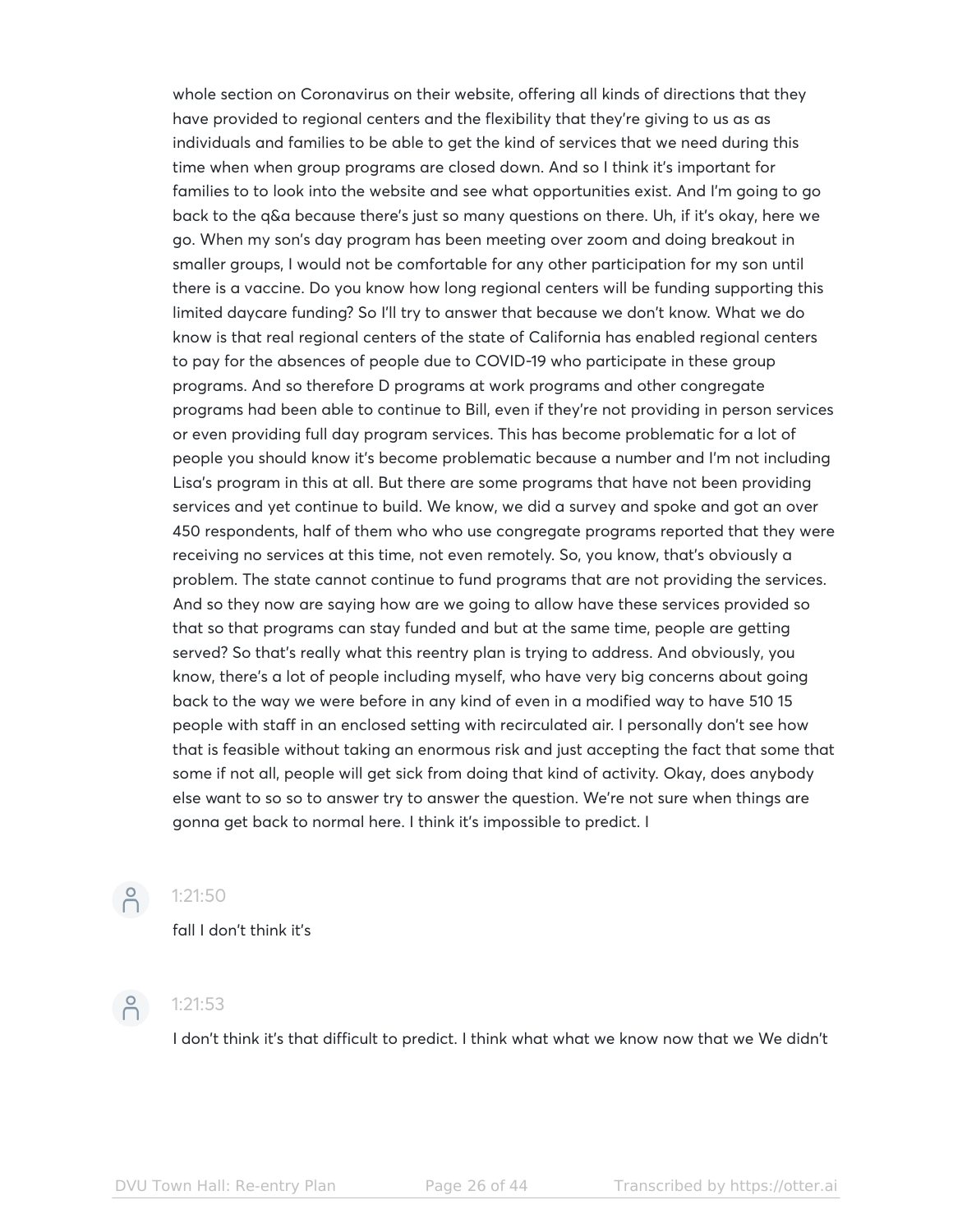whole section on Coronavirus on their website, offering all kinds of directions that they have provided to regional centers and the flexibility that they're giving to us as as individuals and families to be able to get the kind of services that we need during this time when when group programs are closed down. And so I think it's important for families to to look into the website and see what opportunities exist. And I'm going to go back to the q&a because there's just so many questions on there. Uh, if it's okay, here we go. When my son's day program has been meeting over zoom and doing breakout in smaller groups, I would not be comfortable for any other participation for my son until there is a vaccine. Do you know how long regional centers will be funding supporting this limited daycare funding? So I'll try to answer that because we don't know. What we do know is that real regional centers of the state of California has enabled regional centers to pay for the absences of people due to COVID-19 who participate in these group programs. And so therefore D programs at work programs and other congregate programs had been able to continue to Bill, even if they're not providing in person services or even providing full day program services. This has become problematic for a lot of people you should know it's become problematic because a number and I'm not including Lisa's program in this at all. But there are some programs that have not been providing services and yet continue to build. We know, we did a survey and spoke and got an over 450 respondents, half of them who who use congregate programs reported that they were receiving no services at this time, not even remotely. So, you know, that's obviously a problem. The state cannot continue to fund programs that are not providing the services. And so they now are saying how are we going to allow have these services provided so that so that programs can stay funded and but at the same time, people are getting served? So that's really what this reentry plan is trying to address. And obviously, you know, there's a lot of people including myself, who have very big concerns about going back to the way we were before in any kind of even in a modified way to have 510 15 people with staff in an enclosed setting with recirculated air. I personally don't see how that is feasible without taking an enormous risk and just accepting the fact that some that some if not all, people will get sick from doing that kind of activity. Okay, does anybody else want to so so to answer try to answer the question. We're not sure when things are gonna get back to normal here. I think it's impossible to predict. I

1:21:50

fall I don't think it's

1:21:53

I don't think it's that difficult to predict. I think what what we know now that we We didn't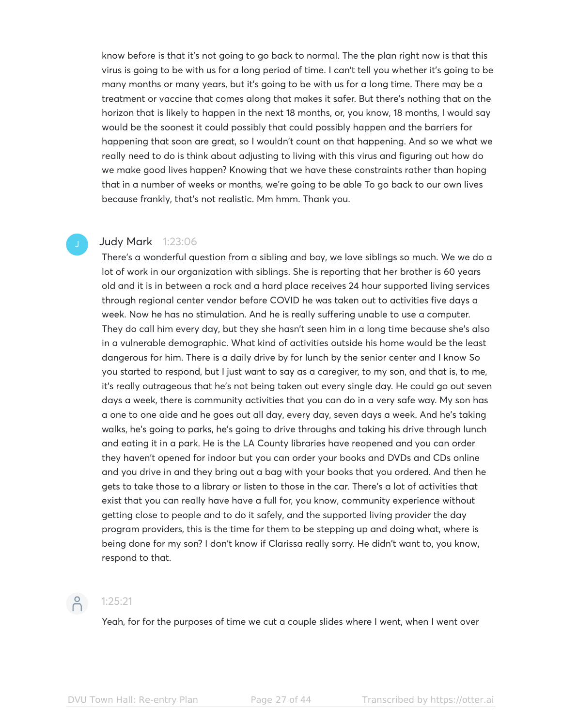know before is that it's not going to go back to normal. The the plan right now is that this virus is going to be with us for a long period of time. I can't tell you whether it's going to be many months or many years, but it's going to be with us for a long time. There may be a treatment or vaccine that comes along that makes it safer. But there's nothing that on the horizon that is likely to happen in the next 18 months, or, you know, 18 months, I would say would be the soonest it could possibly that could possibly happen and the barriers for happening that soon are great, so I wouldn't count on that happening. And so we what we really need to do is think about adjusting to living with this virus and figuring out how do we make good lives happen? Knowing that we have these constraints rather than hoping that in a number of weeks or months, we're going to be able To go back to our own lives because frankly, that's not realistic. Mm hmm. Thank you.

**Judy Mark** 1:23:06

There's a wonderful question from a sibling and boy, we love siblings so much. We we do a lot of work in our organization with siblings. She is reporting that her brother is 60 years old and it is in between a rock and a hard place receives 24 hour supported living services through regional center vendor before COVID he was taken out to activities five days a week. Now he has no stimulation. And he is really suffering unable to use a computer. They do call him every day, but they she hasn't seen him in a long time because she's also in a vulnerable demographic. What kind of activities outside his home would be the least dangerous for him. There is a daily drive by for lunch by the senior center and I know So you started to respond, but I just want to say as a caregiver, to my son, and that is, to me, it's really outrageous that he's not being taken out every single day. He could go out seven days a week, there is community activities that you can do in a very safe way. My son has a one to one aide and he goes out all day, every day, seven days a week. And he's taking walks, he's going to parks, he's going to drive throughs and taking his drive through lunch and eating it in a park. He is the LA County libraries have reopened and you can order they haven't opened for indoor but you can order your books and DVDs and CDs online and you drive in and they bring out a bag with your books that you ordered. And then he gets to take those to a library or listen to those in the car. There's a lot of activities that exist that you can really have have a full for, you know, community experience without getting close to people and to do it safely, and the supported living provider the day program providers, this is the time for them to be stepping up and doing what, where is being done for my son? I don't know if Clarissa really sorry. He didn't want to, you know, respond to that.

1:25:21

Yeah, for for the purposes of time we cut a couple slides where I went, when I went over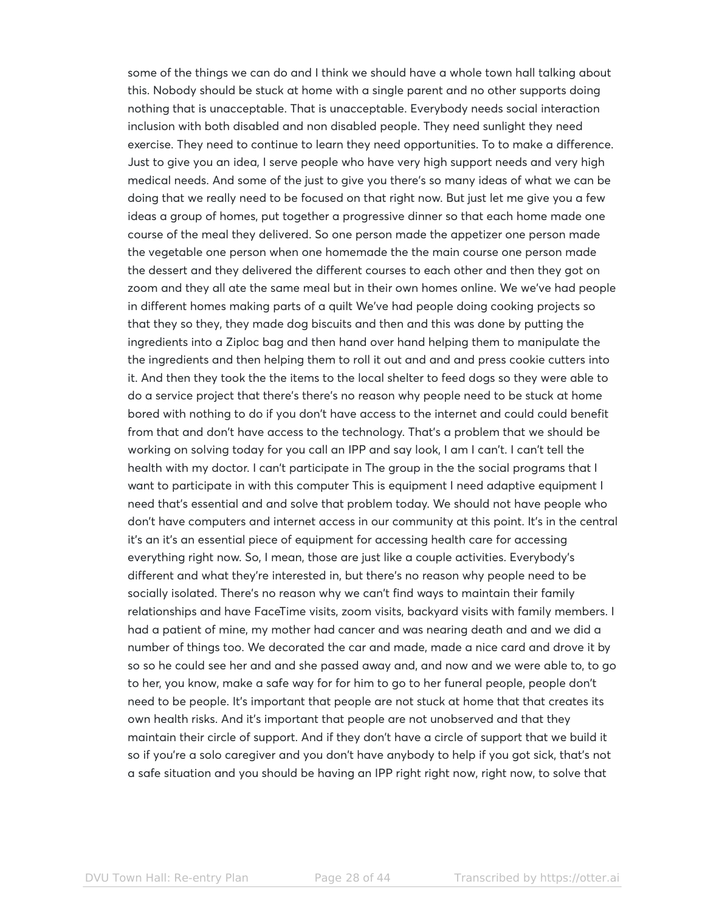some of the things we can do and I think we should have a whole town hall talking about this. Nobody should be stuck at home with a single parent and no other supports doing nothing that is unacceptable. That is unacceptable. Everybody needs social interaction inclusion with both disabled and non disabled people. They need sunlight they need exercise. They need to continue to learn they need opportunities. To to make a difference. Just to give you an idea, I serve people who have very high support needs and very high medical needs. And some of the just to give you there's so many ideas of what we can be doing that we really need to be focused on that right now. But just let me give you a few ideas a group of homes, put together a progressive dinner so that each home made one course of the meal they delivered. So one person made the appetizer one person made the vegetable one person when one homemade the the main course one person made the dessert and they delivered the different courses to each other and then they got on zoom and they all ate the same meal but in their own homes online. We we've had people in different homes making parts of a quilt We've had people doing cooking projects so that they so they, they made dog biscuits and then and this was done by putting the ingredients into a Ziploc bag and then hand over hand helping them to manipulate the the ingredients and then helping them to roll it out and and and press cookie cutters into it. And then they took the the items to the local shelter to feed dogs so they were able to do a service project that there's there's no reason why people need to be stuck at home bored with nothing to do if you don't have access to the internet and could could benefit from that and don't have access to the technology. That's a problem that we should be working on solving today for you call an IPP and say look, I am I can't. I can't tell the health with my doctor. I can't participate in The group in the the social programs that I want to participate in with this computer This is equipment I need adaptive equipment I need that's essential and and solve that problem today. We should not have people who don't have computers and internet access in our community at this point. It's in the central it's an it's an essential piece of equipment for accessing health care for accessing everything right now. So, I mean, those are just like a couple activities. Everybody's different and what they're interested in, but there's no reason why people need to be socially isolated. There's no reason why we can't find ways to maintain their family relationships and have FaceTime visits, zoom visits, backyard visits with family members. I had a patient of mine, my mother had cancer and was nearing death and and we did a number of things too. We decorated the car and made, made a nice card and drove it by so so he could see her and and she passed away and, and now and we were able to, to go to her, you know, make a safe way for for him to go to her funeral people, people don't need to be people. It's important that people are not stuck at home that that creates its own health risks. And it's important that people are not unobserved and that they maintain their circle of support. And if they don't have a circle of support that we build it so if you're a solo caregiver and you don't have anybody to help if you got sick, that's not a safe situation and you should be having an IPP right right now, right now, to solve that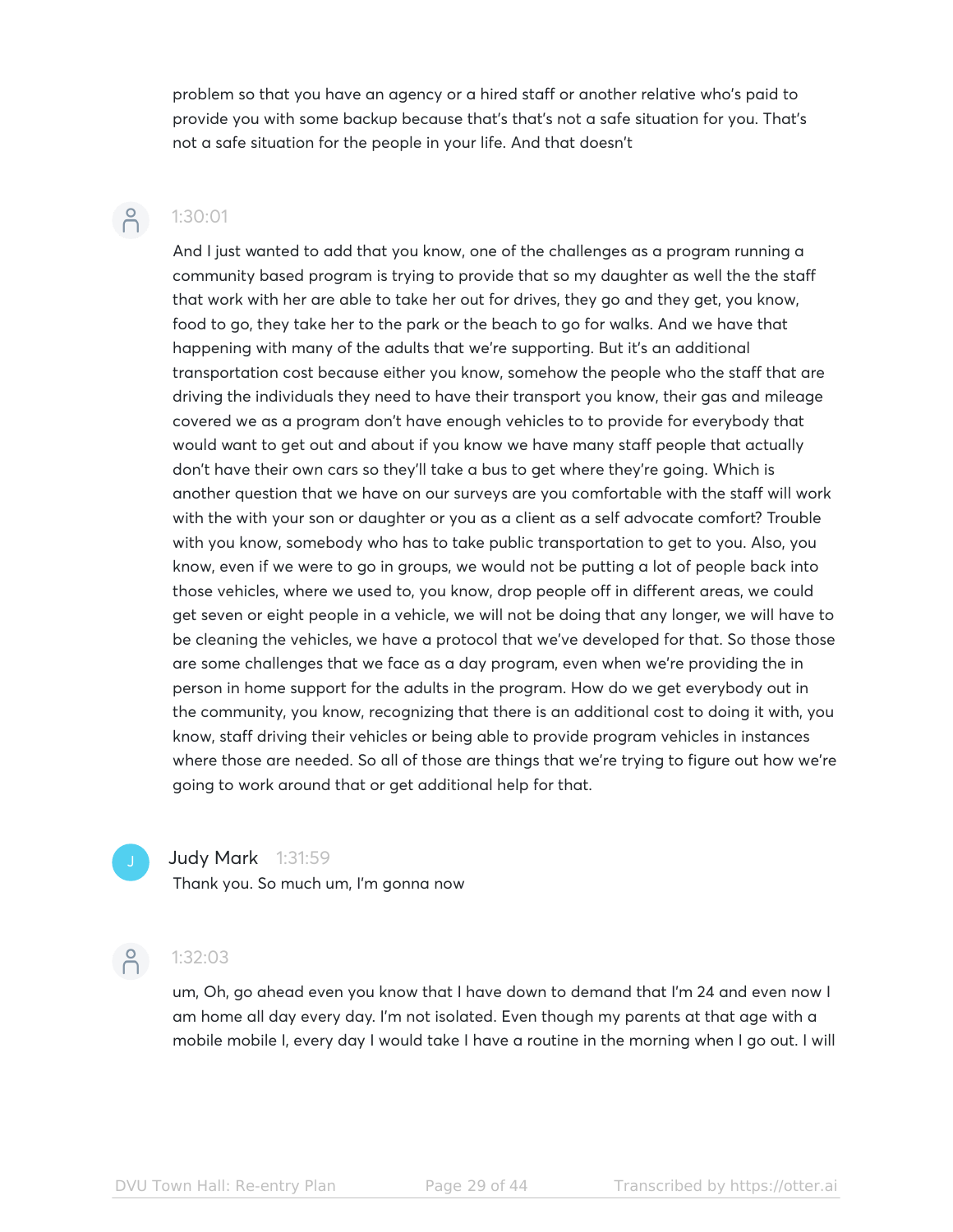problem so that you have an agency or a hired staff or another relative who's paid to provide you with some backup because that's that's not a safe situation for you. That's not a safe situation for the people in your life. And that doesn't

1:30:01

And I just wanted to add that you know, one of the challenges as a program running a community based program is trying to provide that so my daughter as well the the staff that work with her are able to take her out for drives, they go and they get, you know, food to go, they take her to the park or the beach to go for walks. And we have that happening with many of the adults that we're supporting. But it's an additional transportation cost because either you know, somehow the people who the staff that are driving the individuals they need to have their transport you know, their gas and mileage covered we as a program don't have enough vehicles to to provide for everybody that would want to get out and about if you know we have many staff people that actually don't have their own cars so they'll take a bus to get where they're going. Which is another question that we have on our surveys are you comfortable with the staff will work with the with your son or daughter or you as a client as a self advocate comfort? Trouble with you know, somebody who has to take public transportation to get to you. Also, you know, even if we were to go in groups, we would not be putting a lot of people back into those vehicles, where we used to, you know, drop people off in different areas, we could get seven or eight people in a vehicle, we will not be doing that any longer, we will have to be cleaning the vehicles, we have a protocol that we've developed for that. So those those are some challenges that we face as a day program, even when we're providing the in person in home support for the adults in the program. How do we get everybody out in the community, you know, recognizing that there is an additional cost to doing it with, you know, staff driving their vehicles or being able to provide program vehicles in instances where those are needed. So all of those are things that we're trying to figure out how we're going to work around that or get additional help for that.

Judy Mark 1:31:59

Thank you. So much um, I'm gonna now

1:32:03

um, Oh, go ahead even you know that I have down to demand that I'm 24 and even now I am home all day every day. I'm not isolated. Even though my parents at that age with a mobile mobile I, every day I would take I have a routine in the morning when I go out. I will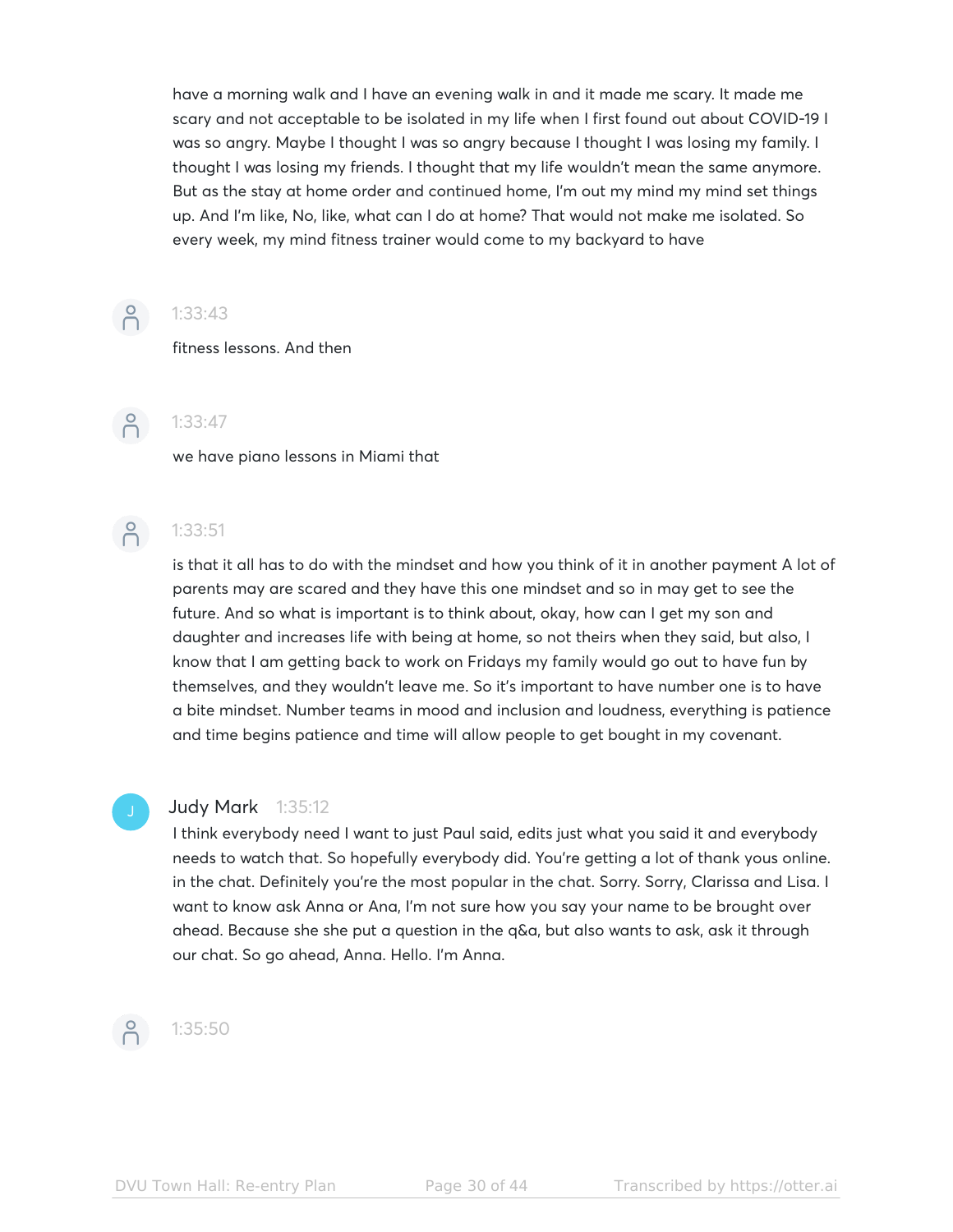have a morning walk and I have an evening walk in and it made me scary. It made me scary and not acceptable to be isolated in my life when I first found out about COVID-19 I was so angry. Maybe I thought I was so angry because I thought I was losing my family. I thought I was losing my friends. I thought that my life wouldn't mean the same anymore. But as the stay at home order and continued home, I'm out my mind my mind set things up. And I'm like, No, like, what can I do at home? That would not make me isolated. So every week, my mind fitness trainer would come to my backyard to have

1:33:43

fitness lessons. And then

1:33:47

we have piano lessons in Miami that

1:33:51

is that it all has to do with the mindset and how you think of it in another payment A lot of parents may are scared and they have this one mindset and so in may get to see the future. And so what is important is to think about, okay, how can I get my son and daughter and increases life with being at home, so not theirs when they said, but also, I know that I am getting back to work on Fridays my family would go out to have fun by themselves, and they wouldn't leave me. So it's important to have number one is to have a bite mindset. Number teams in mood and inclusion and loudness, everything is patience and time begins patience and time will allow people to get bought in my covenant.

Judy Mark 1:35:12

I think everybody need I want to just Paul said, edits just what you said it and everybody needs to watch that. So hopefully everybody did. You're getting a lot of thank yous online. in the chat. Definitely you're the most popular in the chat. Sorry. Sorry, Clarissa and Lisa. I want to know ask Anna or Ana, I'm not sure how you say your name to be brought over ahead. Because she she put a question in the q&a, but also wants to ask, ask it through our chat. So go ahead, Anna. Hello. I'm Anna.

1:35:50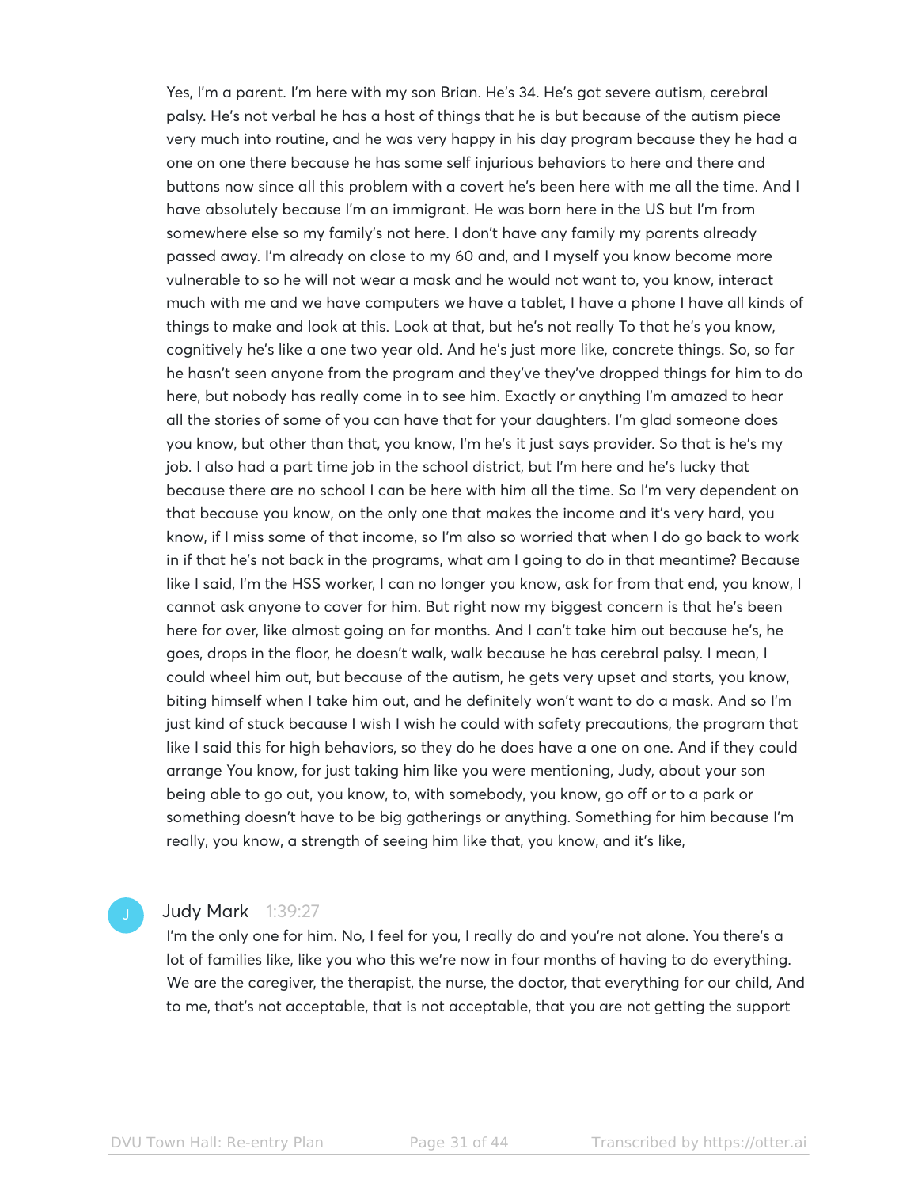Yes, I'm a parent. I'm here with my son Brian. He's 34. He's got severe autism, cerebral palsy. He's not verbal he has a host of things that he is but because of the autism piece very much into routine, and he was very happy in his day program because they he had a one on one there because he has some self injurious behaviors to here and there and buttons now since all this problem with a covert he's been here with me all the time. And I have absolutely because I'm an immigrant. He was born here in the US but I'm from somewhere else so my family's not here. I don't have any family my parents already passed away. I'm already on close to my 60 and, and I myself you know become more vulnerable to so he will not wear a mask and he would not want to, you know, interact much with me and we have computers we have a tablet, I have a phone I have all kinds of things to make and look at this. Look at that, but he's not really To that he's you know, cognitively he's like a one two year old. And he's just more like, concrete things. So, so far he hasn't seen anyone from the program and they've they've dropped things for him to do here, but nobody has really come in to see him. Exactly or anything I'm amazed to hear all the stories of some of you can have that for your daughters. I'm glad someone does you know, but other than that, you know, I'm he's it just says provider. So that is he's my job. I also had a part time job in the school district, but I'm here and he's lucky that because there are no school I can be here with him all the time. So I'm very dependent on that because you know, on the only one that makes the income and it's very hard, you know, if I miss some of that income, so I'm also so worried that when I do go back to work in if that he's not back in the programs, what am I going to do in that meantime? Because like I said, I'm the HSS worker, I can no longer you know, ask for from that end, you know, I cannot ask anyone to cover for him. But right now my biggest concern is that he's been here for over, like almost going on for months. And I can't take him out because he's, he goes, drops in the floor, he doesn't walk, walk because he has cerebral palsy. I mean, I could wheel him out, but because of the autism, he gets very upset and starts, you know, biting himself when I take him out, and he definitely won't want to do a mask. And so I'm just kind of stuck because I wish I wish he could with safety precautions, the program that like I said this for high behaviors, so they do he does have a one on one. And if they could arrange You know, for just taking him like you were mentioning, Judy, about your son being able to go out, you know, to, with somebody, you know, go off or to a park or something doesn't have to be big gatherings or anything. Something for him because I'm really, you know, a strength of seeing him like that, you know, and it's like,

**Judy Mark** 1:39:27

I'm the only one for him. No, I feel for you, I really do and you're not alone. You there's a lot of families like, like you who this we're now in four months of having to do everything. We are the caregiver, the therapist, the nurse, the doctor, that everything for our child, And to me, that's not acceptable, that is not acceptable, that you are not getting the support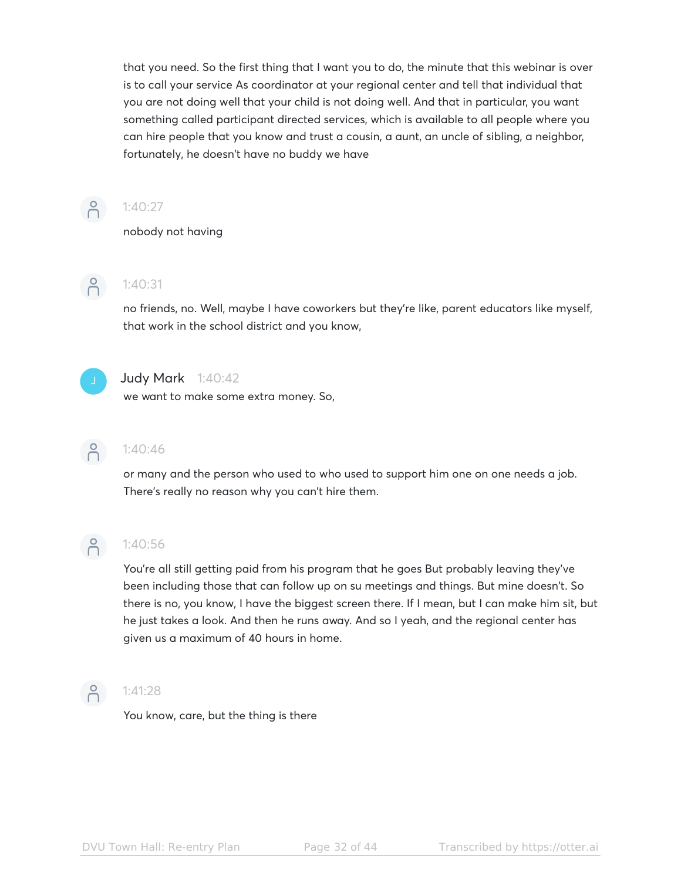that you need. So the first thing that I want you to do, the minute that this webinar is over is to call your service As coordinator at your regional center and tell that individual that you are not doing well that your child is not doing well. And that in particular, you want something called participant directed services, which is available to all people where you can hire people that you know and trust a cousin, a aunt, an uncle of sibling, a neighbor, fortunately, he doesn't have no buddy we have

1:40:27

nobody not having

1:40:31

no friends, no. Well, maybe I have coworkers but they're like, parent educators like myself, that work in the school district and you know,

Judy Mark 1:40:42

we want to make some extra money. So,

1:40:46

or many and the person who used to who used to support him one on one needs a job. There's really no reason why you can't hire them.

1:40:56

You're all still getting paid from his program that he goes But probably leaving they've been including those that can follow up on su meetings and things. But mine doesn't. So there is no, you know, I have the biggest screen there. If I mean, but I can make him sit, but he just takes a look. And then he runs away. And so I yeah, and the regional center has given us a maximum of 40 hours in home.

1:41:28

You know, care, but the thing is there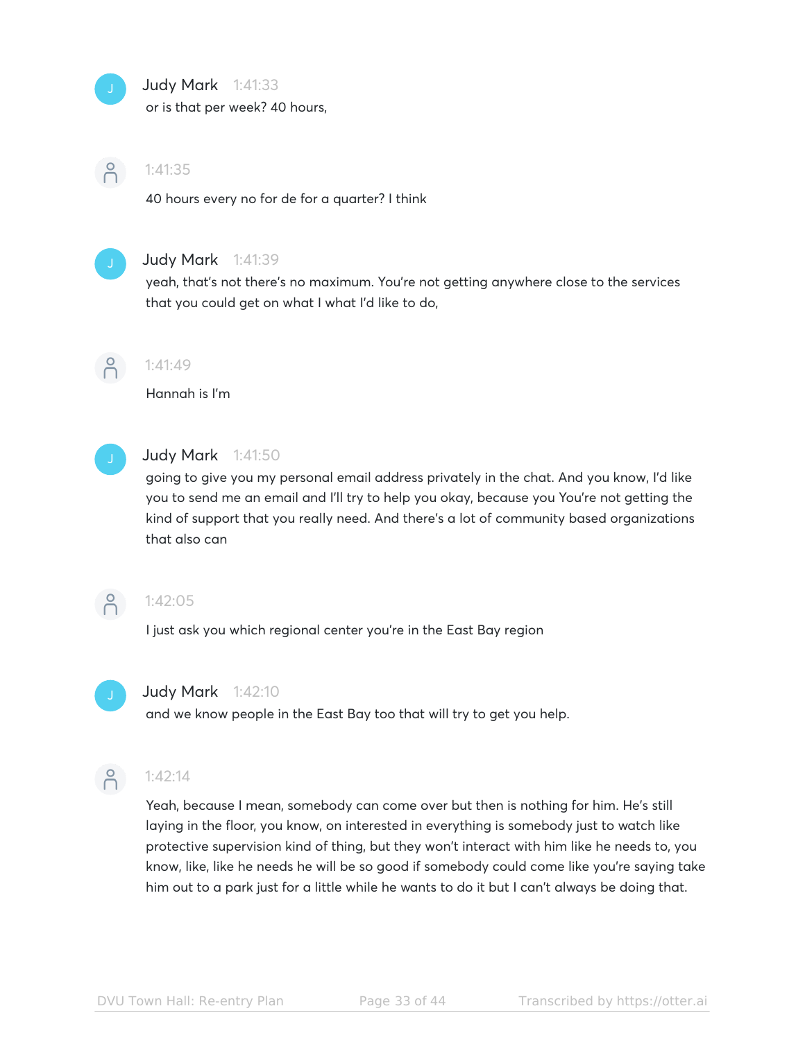**Judy Mark** 1:41:33

or is that per week? 40 hours,

1:41:35

40 hours every no for de for a quarter? I think

**Judy Mark** 1:41:39

yeah, that's not there's no maximum. You're not getting anywhere close to the services that you could get on what I what I'd like to do,

1:41:49

Hannah is I'm

**Judy Mark** 1:41:50

going to give you my personal email address privately in the chat. And you know, I'd like you to send me an email and I'll try to help you okay, because you You're not getting the kind of support that you really need. And there's a lot of community based organizations that also can

1:42:05

I just ask you which regional center you're in the East Bay region

**Judy Mark** 1:42:10

and we know people in the East Bay too that will try to get you help.

1:42:14

Yeah, because I mean, somebody can come over but then is nothing for him. He's still laying in the floor, you know, on interested in everything is somebody just to watch like protective supervision kind of thing, but they won't interact with him like he needs to, you know, like, like he needs he will be so good if somebody could come like you're saying take him out to a park just for a little while he wants to do it but I can't always be doing that.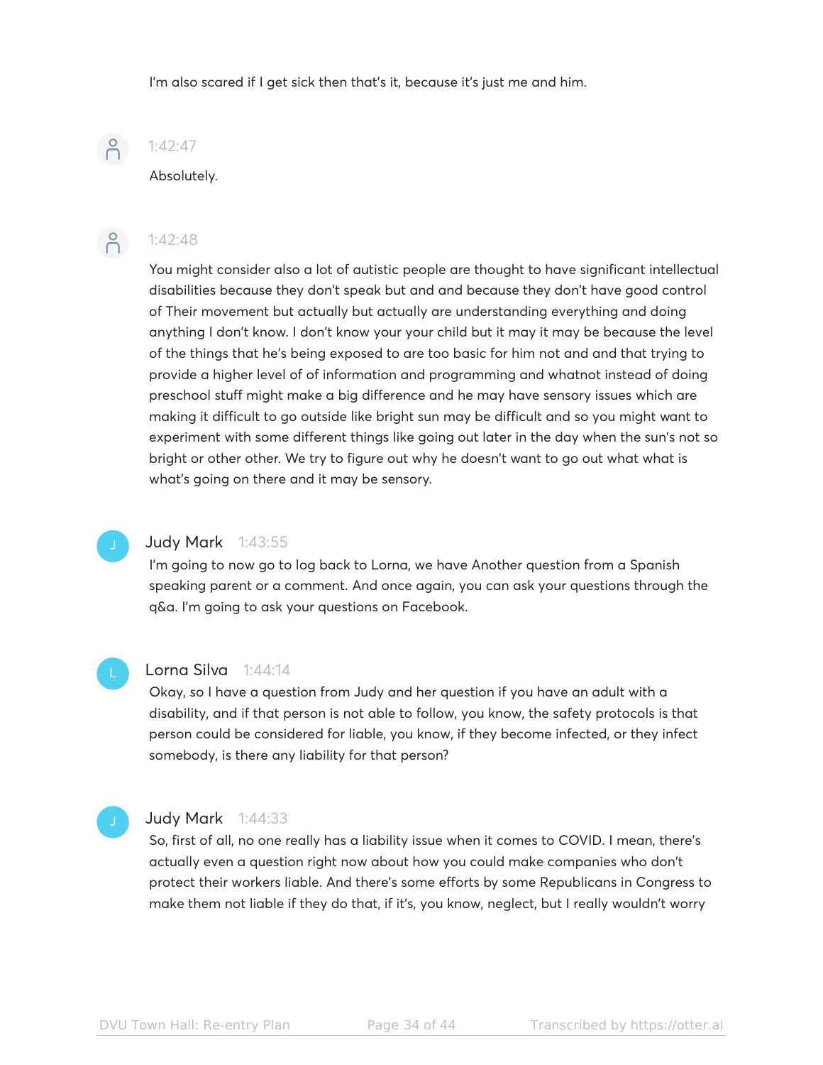I'm also scared if I get sick then that's it, because it's just me and him.

1:42:47

Absolutely.

1:42:48

You might consider also a lot of autistic people are thought to have significant intellectual disabilities because they don't speak but and and because they don't have good control of Their movement but actually but actually are understanding everything and doing anything I don't know. I don't know your your child but it may it may be because the level of the things that he's being exposed to are too basic for him not and and that trying to provide a higher level of of information and programming and whatnot instead of doing preschool stuff might make a big difference and he may have sensory issues which are making it difficult to go outside like bright sun may be difficult and so you might want to experiment with some different things like going out later in the day when the sun's not so bright or other other. We try to figure out why he doesn't want to go out what what is what's going on there and it may be sensory.

Judy Mark 1:43:55

I'm going to now go to log back to Lorna, we have Another question from a Spanish speaking parent or a comment. And once again, you can ask your questions through the q&a. I'm going to ask your questions on Facebook.

Lorna Silva 1:44:14

Okay, so I have a question from Judy and her question if you have an adult with a disability, and if that person is not able to follow, you know, the safety protocols is that person could be considered for liable, you know, if they become infected, or they infect somebody, is there any liability for that person?

Judy Mark 1:44:33

So, first of all, no one really has a liability issue when it comes to COVID. I mean, there's actually even a question right now about how you could make companies who don't protect their workers liable. And there's some efforts by some Republicans in Congress to make them not liable if they do that, if it's, you know, neglect, but I really wouldn't worry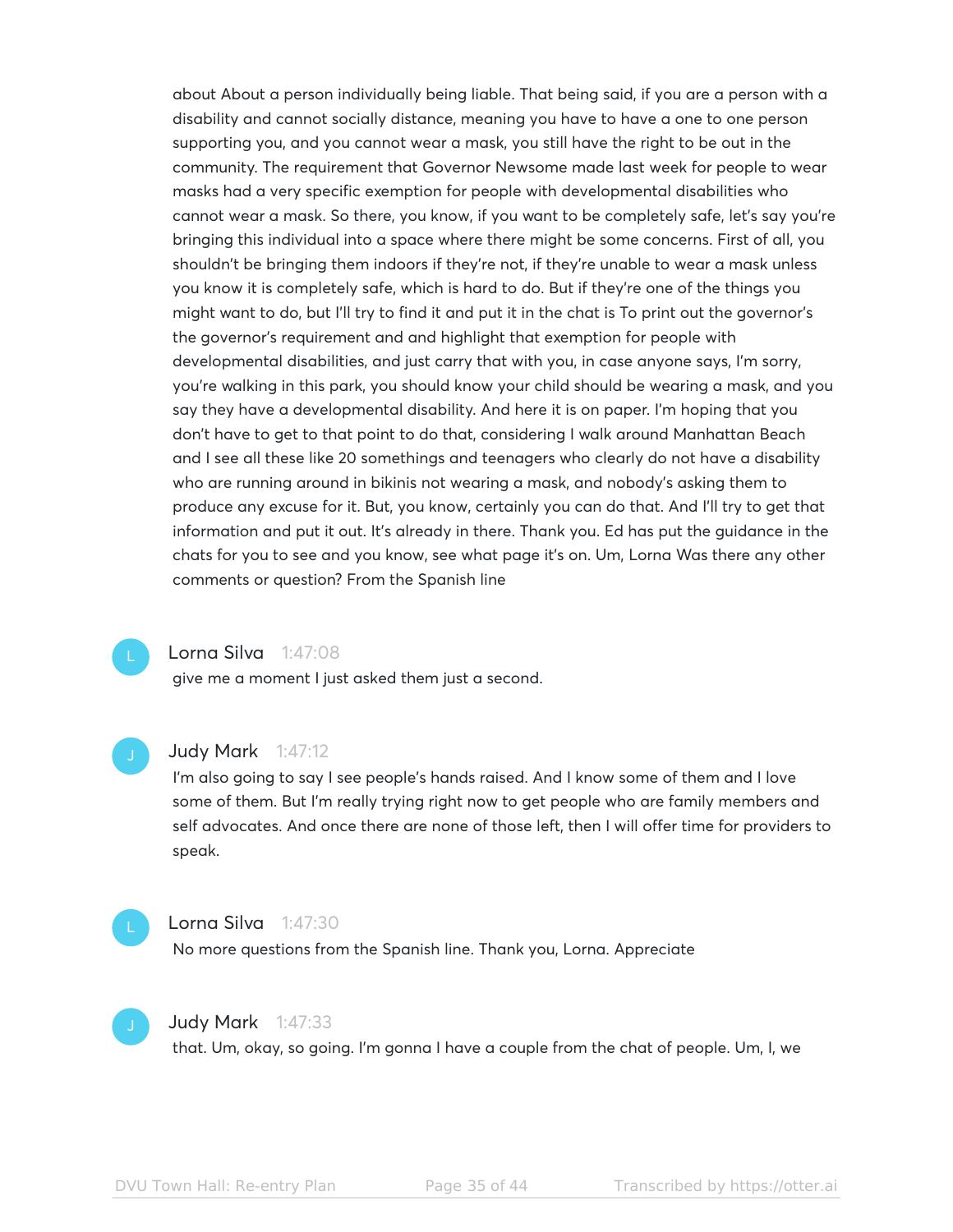about About a person individually being liable. That being said, if you are a person with a disability and cannot socially distance, meaning you have to have a one to one person supporting you, and you cannot wear a mask, you still have the right to be out in the community. The requirement that Governor Newsome made last week for people to wear masks had a very specific exemption for people with developmental disabilities who cannot wear a mask. So there, you know, if you want to be completely safe, let's say you're bringing this individual into a space where there might be some concerns. First of all, you shouldn't be bringing them indoors if they're not, if they're unable to wear a mask unless you know it is completely safe, which is hard to do. But if they're one of the things you might want to do, but I'll try to find it and put it in the chat is To print out the governor's the governor's requirement and and highlight that exemption for people with developmental disabilities, and just carry that with you, in case anyone says, I'm sorry, you're walking in this park, you should know your child should be wearing a mask, and you say they have a developmental disability. And here it is on paper. I'm hoping that you don't have to get to that point to do that, considering I walk around Manhattan Beach and I see all these like 20 somethings and teenagers who clearly do not have a disability who are running around in bikinis not wearing a mask, and nobody's asking them to produce any excuse for it. But, you know, certainly you can do that. And I'll try to get that information and put it out. It's already in there. Thank you. Ed has put the guidance in the chats for you to see and you know, see what page it's on. Um, Lorna Was there any other comments or question? From the Spanish line

**Lorna Silva** 1:47:08
give me a moment I just asked them just a second.

**Judy Mark** 1:47:12
I'm also going to say I see people's hands raised. And I know some of them and I love some of them. But I'm really trying right now to get people who are family members and self advocates. And once there are none of those left, then I will offer time for providers to speak.

**Lorna Silva** 1:47:30
No more questions from the Spanish line. Thank you, Lorna. Appreciate

**Judy Mark** 1:47:33
that. Um, okay, so going. I'm gonna I have a couple from the chat of people. Um, I, we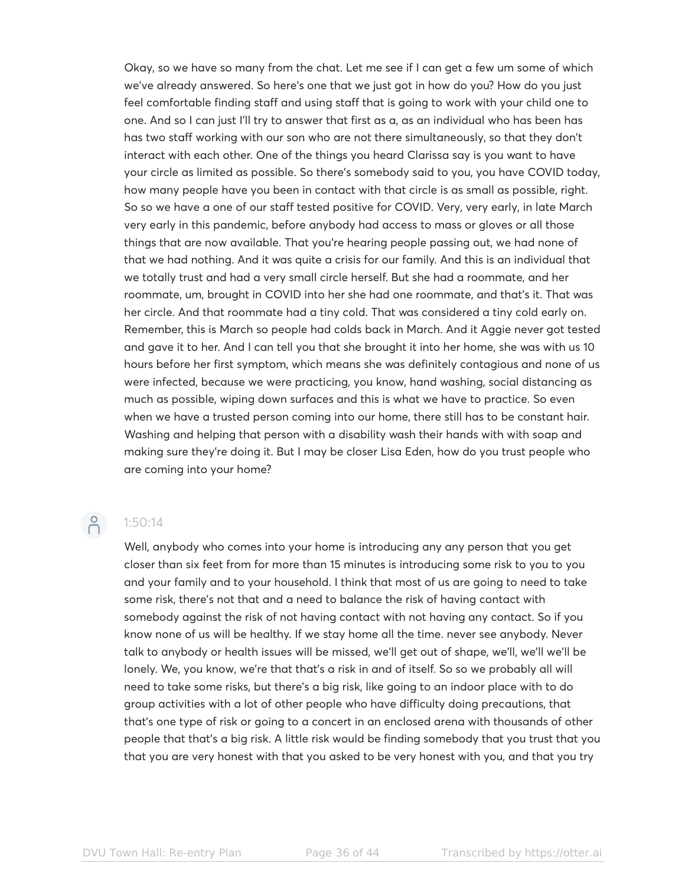Okay, so we have so many from the chat. Let me see if I can get a few um some of which we've already answered. So here's one that we just got in how do you? How do you just feel comfortable finding staff and using staff that is going to work with your child one to one. And so I can just I'll try to answer that first as a, as an individual who has been has has two staff working with our son who are not there simultaneously, so that they don't interact with each other. One of the things you heard Clarissa say is you want to have your circle as limited as possible. So there's somebody said to you, you have COVID today, how many people have you been in contact with that circle is as small as possible, right. So so we have a one of our staff tested positive for COVID. Very, very early, in late March very early in this pandemic, before anybody had access to mass or gloves or all those things that are now available. That you're hearing people passing out, we had none of that we had nothing. And it was quite a crisis for our family. And this is an individual that we totally trust and had a very small circle herself. But she had a roommate, and her roommate, um, brought in COVID into her she had one roommate, and that's it. That was her circle. And that roommate had a tiny cold. That was considered a tiny cold early on. Remember, this is March so people had colds back in March. And it Aggie never got tested and gave it to her. And I can tell you that she brought it into her home, she was with us 10 hours before her first symptom, which means she was definitely contagious and none of us were infected, because we were practicing, you know, hand washing, social distancing as much as possible, wiping down surfaces and this is what we have to practice. So even when we have a trusted person coming into our home, there still has to be constant hair. Washing and helping that person with a disability wash their hands with with soap and making sure they're doing it. But I may be closer Lisa Eden, how do you trust people who are coming into your home?

1:50:14

Well, anybody who comes into your home is introducing any any person that you get closer than six feet from for more than 15 minutes is introducing some risk to you to you and your family and to your household. I think that most of us are going to need to take some risk, there's not that and a need to balance the risk of having contact with somebody against the risk of not having contact with not having any contact. So if you know none of us will be healthy. If we stay home all the time. never see anybody. Never talk to anybody or health issues will be missed, we'll get out of shape, we'll, we'll we'll be lonely. We, you know, we're that that's a risk in and of itself. So so we probably all will need to take some risks, but there's a big risk, like going to an indoor place with to do group activities with a lot of other people who have difficulty doing precautions, that that's one type of risk or going to a concert in an enclosed arena with thousands of other people that that's a big risk. A little risk would be finding somebody that you trust that you that you are very honest with that you asked to be very honest with you, and that you try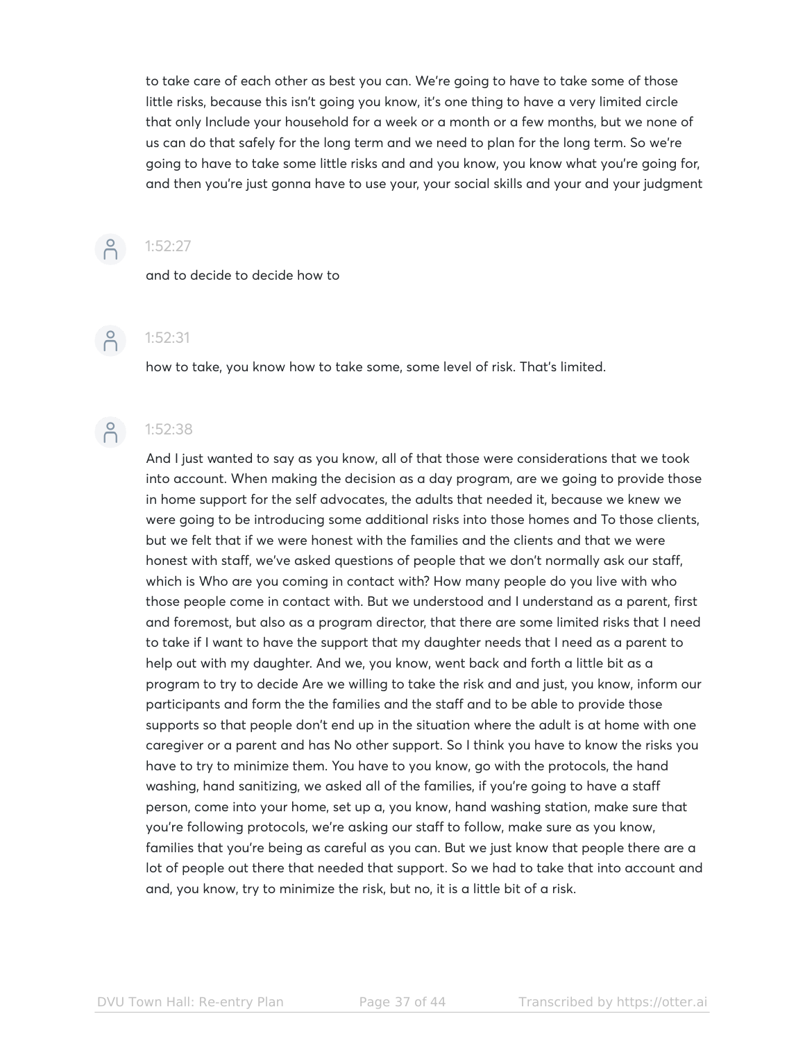to take care of each other as best you can. We're going to have to take some of those little risks, because this isn't going you know, it's one thing to have a very limited circle that only Include your household for a week or a month or a few months, but we none of us can do that safely for the long term and we need to plan for the long term. So we're going to have to take some little risks and and you know, you know what you're going for, and then you're just gonna have to use your, your social skills and your and your judgment

1:52:27

and to decide to decide how to

1:52:31

how to take, you know how to take some, some level of risk. That's limited.

1:52:38

And I just wanted to say as you know, all of that those were considerations that we took into account. When making the decision as a day program, are we going to provide those in home support for the self advocates, the adults that needed it, because we knew we were going to be introducing some additional risks into those homes and To those clients, but we felt that if we were honest with the families and the clients and that we were honest with staff, we've asked questions of people that we don't normally ask our staff, which is Who are you coming in contact with? How many people do you live with who those people come in contact with. But we understood and I understand as a parent, first and foremost, but also as a program director, that there are some limited risks that I need to take if I want to have the support that my daughter needs that I need as a parent to help out with my daughter. And we, you know, went back and forth a little bit as a program to try to decide Are we willing to take the risk and and just, you know, inform our participants and form the the families and the staff and to be able to provide those supports so that people don't end up in the situation where the adult is at home with one caregiver or a parent and has No other support. So I think you have to know the risks you have to try to minimize them. You have to you know, go with the protocols, the hand washing, hand sanitizing, we asked all of the families, if you're going to have a staff person, come into your home, set up a, you know, hand washing station, make sure that you're following protocols, we're asking our staff to follow, make sure as you know, families that you're being as careful as you can. But we just know that people there are a lot of people out there that needed that support. So we had to take that into account and and, you know, try to minimize the risk, but no, it is a little bit of a risk.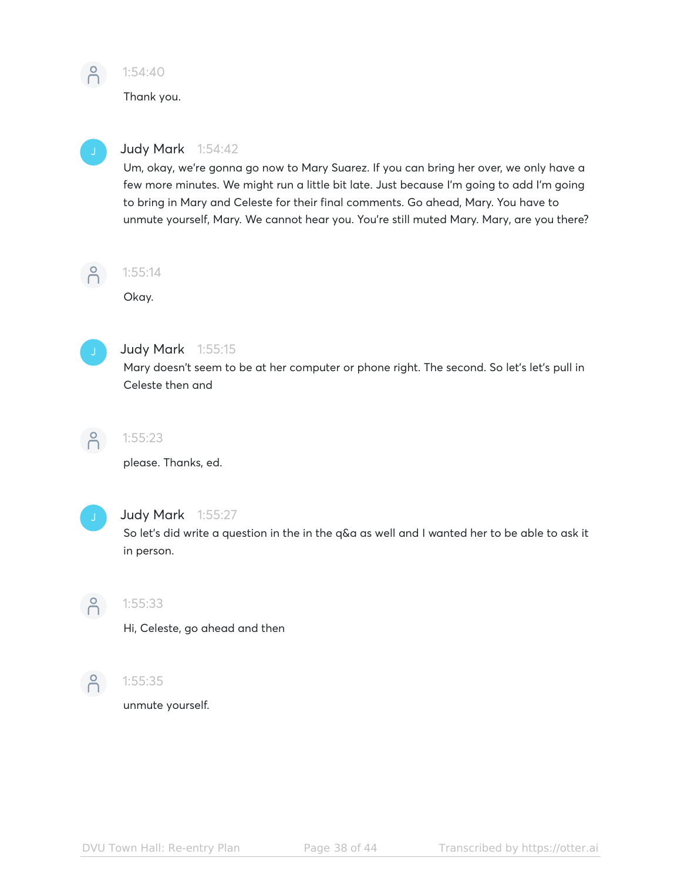1:54:40

Thank you.

**Judy Mark** 1:54:42

Um, okay, we're gonna go now to Mary Suarez. If you can bring her over, we only have a few more minutes. We might run a little bit late. Just because I'm going to add I'm going to bring in Mary and Celeste for their final comments. Go ahead, Mary. You have to unmute yourself, Mary. We cannot hear you. You're still muted Mary. Mary, are you there?

1:55:14

Okay.

**Judy Mark** 1:55:15

Mary doesn't seem to be at her computer or phone right. The second. So let's let's pull in Celeste then and

1:55:23

please. Thanks, ed.

**Judy Mark** 1:55:27

So let's did write a question in the in the q&a as well and I wanted her to be able to ask it in person.

1:55:33

Hi, Celeste, go ahead and then

1:55:35

unmute yourself.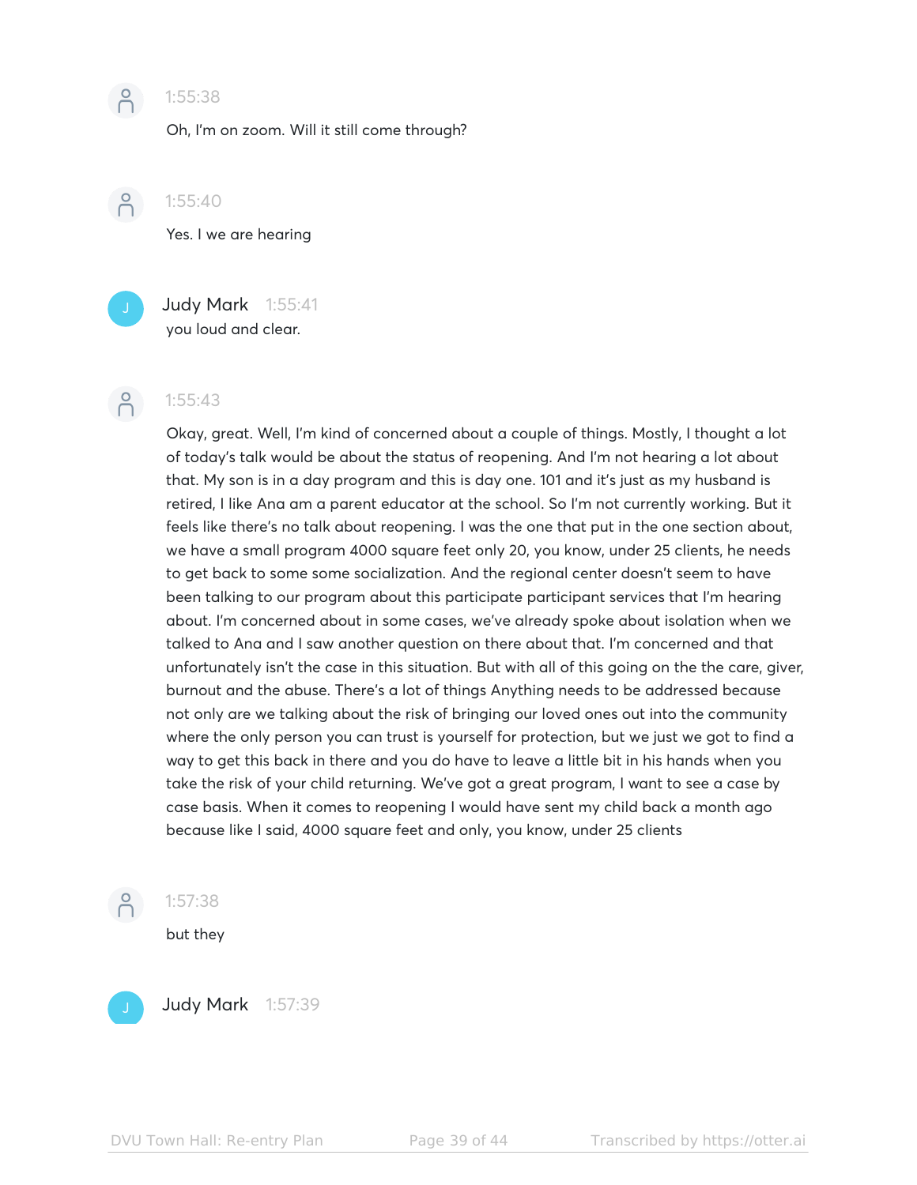1:55:38

Oh, I'm on zoom. Will it still come through?

1:55:40

Yes. I we are hearing

**Judy Mark** 1:55:41

you loud and clear.

1:55:43

Okay, great. Well, I'm kind of concerned about a couple of things. Mostly, I thought a lot of today's talk would be about the status of reopening. And I'm not hearing a lot about that. My son is in a day program and this is day one. 101 and it's just as my husband is retired, I like Ana am a parent educator at the school. So I'm not currently working. But it feels like there's no talk about reopening. I was the one that put in the one section about, we have a small program 4000 square feet only 20, you know, under 25 clients, he needs to get back to some some socialization. And the regional center doesn't seem to have been talking to our program about this participate participant services that I'm hearing about. I'm concerned about in some cases, we've already spoke about isolation when we talked to Ana and I saw another question on there about that. I'm concerned and that unfortunately isn't the case in this situation. But with all of this going on the the care, giver, burnout and the abuse. There's a lot of things Anything needs to be addressed because not only are we talking about the risk of bringing our loved ones out into the community where the only person you can trust is yourself for protection, but we just we got to find a way to get this back in there and you do have to leave a little bit in his hands when you take the risk of your child returning. We've got a great program, I want to see a case by case basis. When it comes to reopening I would have sent my child back a month ago because like I said, 4000 square feet and only, you know, under 25 clients

1:57:38

but they

**Judy Mark** 1:57:39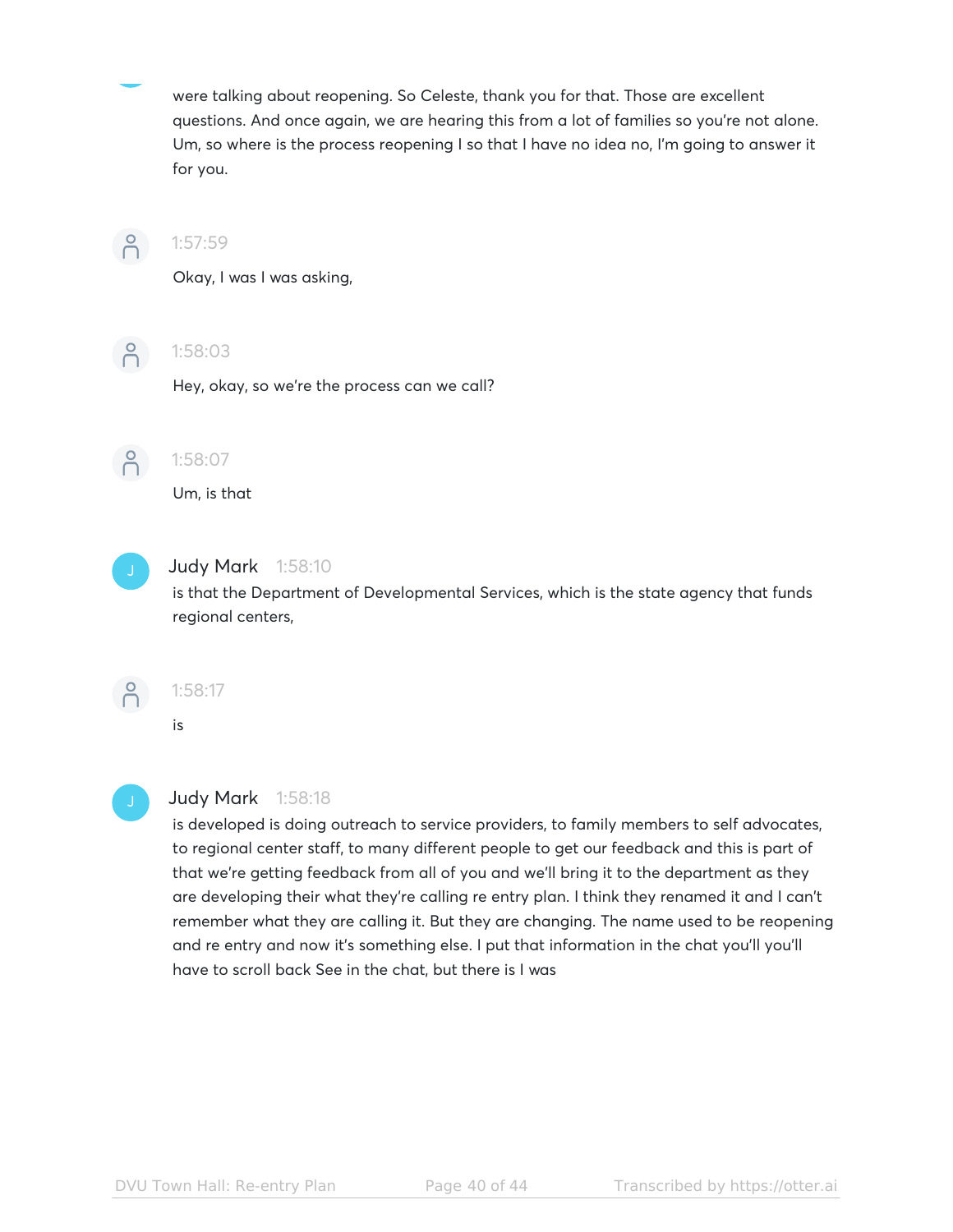were talking about reopening. So Celeste, thank you for that. Those are excellent questions. And once again, we are hearing this from a lot of families so you're not alone. Um, so where is the process reopening I so that I have no idea no, I'm going to answer it for you.

1:57:59

Okay, I was I was asking,

1:58:03

Hey, okay, so we're the process can we call?

1:58:07

Um, is that

**Judy Mark** 1:58:10

is that the Department of Developmental Services, which is the state agency that funds regional centers,

1:58:17

is

**Judy Mark** 1:58:18

is developed is doing outreach to service providers, to family members to self advocates, to regional center staff, to many different people to get our feedback and this is part of that we're getting feedback from all of you and we'll bring it to the department as they are developing their what they're calling re entry plan. I think they renamed it and I can't remember what they are calling it. But they are changing. The name used to be reopening and re entry and now it's something else. I put that information in the chat you'll you'll have to scroll back See in the chat, but there is I was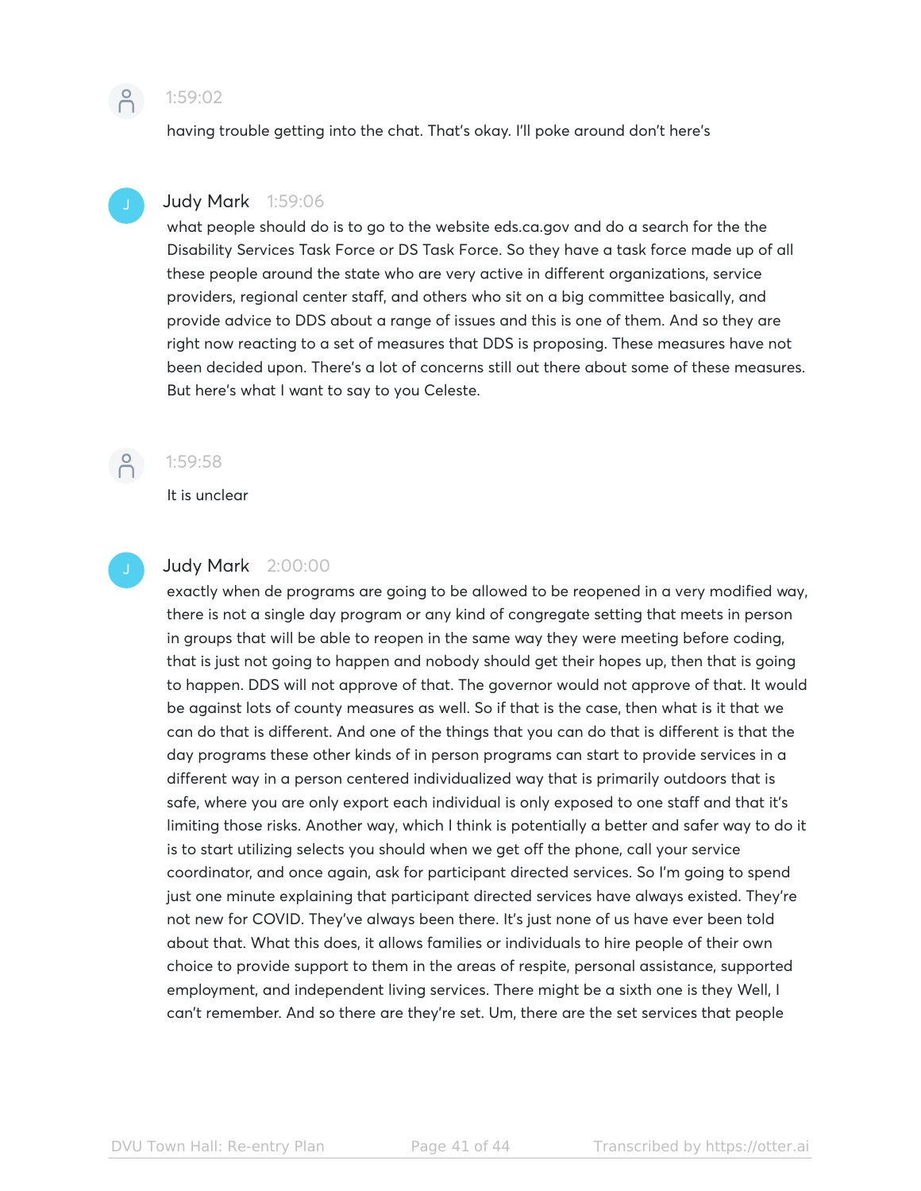1:59:02

having trouble getting into the chat. That's okay. I'll poke around don't here's

Judy Mark 1:59:06

what people should do is to go to the website eds.ca.gov and do a search for the the Disability Services Task Force or DS Task Force. So they have a task force made up of all these people around the state who are very active in different organizations, service providers, regional center staff, and others who sit on a big committee basically, and provide advice to DDS about a range of issues and this is one of them. And so they are right now reacting to a set of measures that DDS is proposing. These measures have not been decided upon. There's a lot of concerns still out there about some of these measures. But here's what I want to say to you Celeste.

1:59:58

It is unclear

Judy Mark 2:00:00

exactly when de programs are going to be allowed to be reopened in a very modified way, there is not a single day program or any kind of congregate setting that meets in person in groups that will be able to reopen in the same way they were meeting before coding, that is just not going to happen and nobody should get their hopes up, then that is going to happen. DDS will not approve of that. The governor would not approve of that. It would be against lots of county measures as well. So if that is the case, then what is it that we can do that is different. And one of the things that you can do that is different is that the day programs these other kinds of in person programs can start to provide services in a different way in a person centered individualized way that is primarily outdoors that is safe, where you are only export each individual is only exposed to one staff and that it's limiting those risks. Another way, which I think is potentially a better and safer way to do it is to start utilizing selects you should when we get off the phone, call your service coordinator, and once again, ask for participant directed services. So I'm going to spend just one minute explaining that participant directed services have always existed. They're not new for COVID. They've always been there. It's just none of us have ever been told about that. What this does, it allows families or individuals to hire people of their own choice to provide support to them in the areas of respite, personal assistance, supported employment, and independent living services. There might be a sixth one is they Well, I can't remember. And so there are they're set. Um, there are the set services that people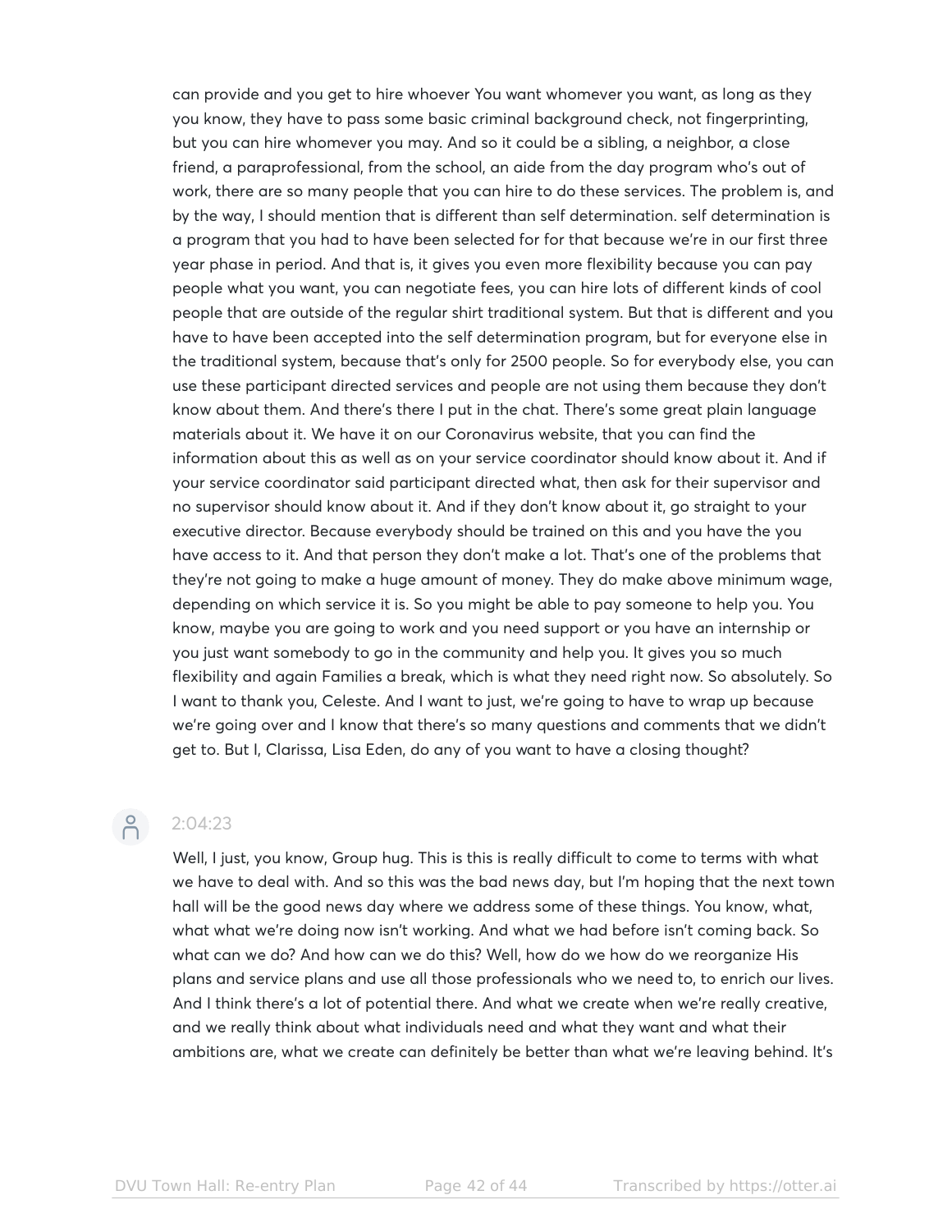can provide and you get to hire whoever You want whomever you want, as long as they you know, they have to pass some basic criminal background check, not fingerprinting, but you can hire whomever you may. And so it could be a sibling, a neighbor, a close friend, a paraprofessional, from the school, an aide from the day program who's out of work, there are so many people that you can hire to do these services. The problem is, and by the way, I should mention that is different than self determination. self determination is a program that you had to have been selected for for that because we're in our first three year phase in period. And that is, it gives you even more flexibility because you can pay people what you want, you can negotiate fees, you can hire lots of different kinds of cool people that are outside of the regular shirt traditional system. But that is different and you have to have been accepted into the self determination program, but for everyone else in the traditional system, because that's only for 2500 people. So for everybody else, you can use these participant directed services and people are not using them because they don't know about them. And there's there I put in the chat. There's some great plain language materials about it. We have it on our Coronavirus website, that you can find the information about this as well as on your service coordinator should know about it. And if your service coordinator said participant directed what, then ask for their supervisor and no supervisor should know about it. And if they don't know about it, go straight to your executive director. Because everybody should be trained on this and you have the you have access to it. And that person they don't make a lot. That's one of the problems that they're not going to make a huge amount of money. They do make above minimum wage, depending on which service it is. So you might be able to pay someone to help you. You know, maybe you are going to work and you need support or you have an internship or you just want somebody to go in the community and help you. It gives you so much flexibility and again Families a break, which is what they need right now. So absolutely. So I want to thank you, Celeste. And I want to just, we're going to have to wrap up because we're going over and I know that there's so many questions and comments that we didn't get to. But I, Clarissa, Lisa Eden, do any of you want to have a closing thought?

2:04:23

Well, I just, you know, Group hug. This is this is really difficult to come to terms with what we have to deal with. And so this was the bad news day, but I'm hoping that the next town hall will be the good news day where we address some of these things. You know, what, what what we're doing now isn't working. And what we had before isn't coming back. So what can we do? And how can we do this? Well, how do we how do we reorganize His plans and service plans and use all those professionals who we need to, to enrich our lives. And I think there's a lot of potential there. And what we create when we're really creative, and we really think about what individuals need and what they want and what their ambitions are, what we create can definitely be better than what we're leaving behind. It's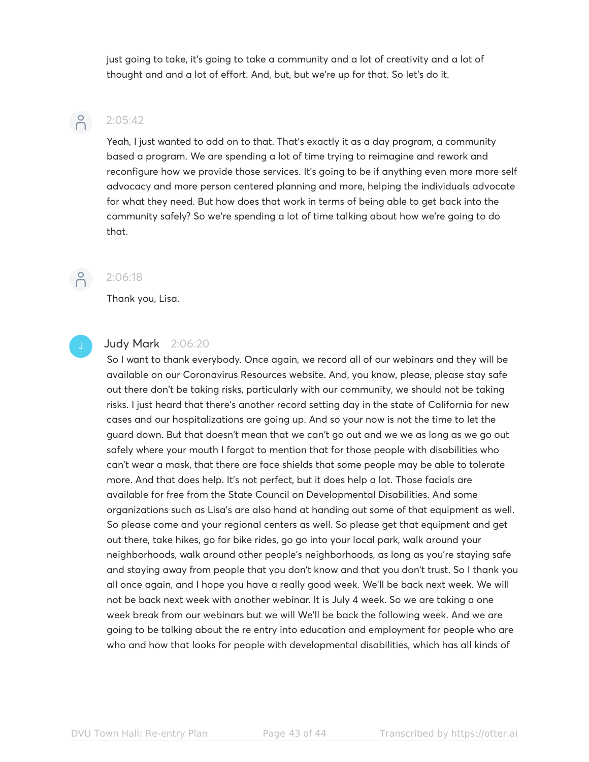just going to take, it's going to take a community and a lot of creativity and a lot of thought and and a lot of effort. And, but, but we're up for that. So let's do it.

2:05:42

Yeah, I just wanted to add on to that. That's exactly it as a day program, a community based a program. We are spending a lot of time trying to reimagine and rework and reconfigure how we provide those services. It's going to be if anything even more more self advocacy and more person centered planning and more, helping the individuals advocate for what they need. But how does that work in terms of being able to get back into the community safely? So we're spending a lot of time talking about how we're going to do that.

2:06:18

Thank you, Lisa.

**Judy Mark** 2:06:20

So I want to thank everybody. Once again, we record all of our webinars and they will be available on our Coronavirus Resources website. And, you know, please, please stay safe out there don't be taking risks, particularly with our community, we should not be taking risks. I just heard that there's another record setting day in the state of California for new cases and our hospitalizations are going up. And so your now is not the time to let the guard down. But that doesn't mean that we can't go out and we we as long as we go out safely where your mouth I forgot to mention that for those people with disabilities who can't wear a mask, that there are face shields that some people may be able to tolerate more. And that does help. It's not perfect, but it does help a lot. Those facials are available for free from the State Council on Developmental Disabilities. And some organizations such as Lisa's are also hand at handing out some of that equipment as well. So please come and your regional centers as well. So please get that equipment and get out there, take hikes, go for bike rides, go go into your local park, walk around your neighborhoods, walk around other people's neighborhoods, as long as you're staying safe and staying away from people that you don't know and that you don't trust. So I thank you all once again, and I hope you have a really good week. We'll be back next week. We will not be back next week with another webinar. It is July 4 week. So we are taking a one week break from our webinars but we will We'll be back the following week. And we are going to be talking about the re entry into education and employment for people who are who and how that looks for people with developmental disabilities, which has all kinds of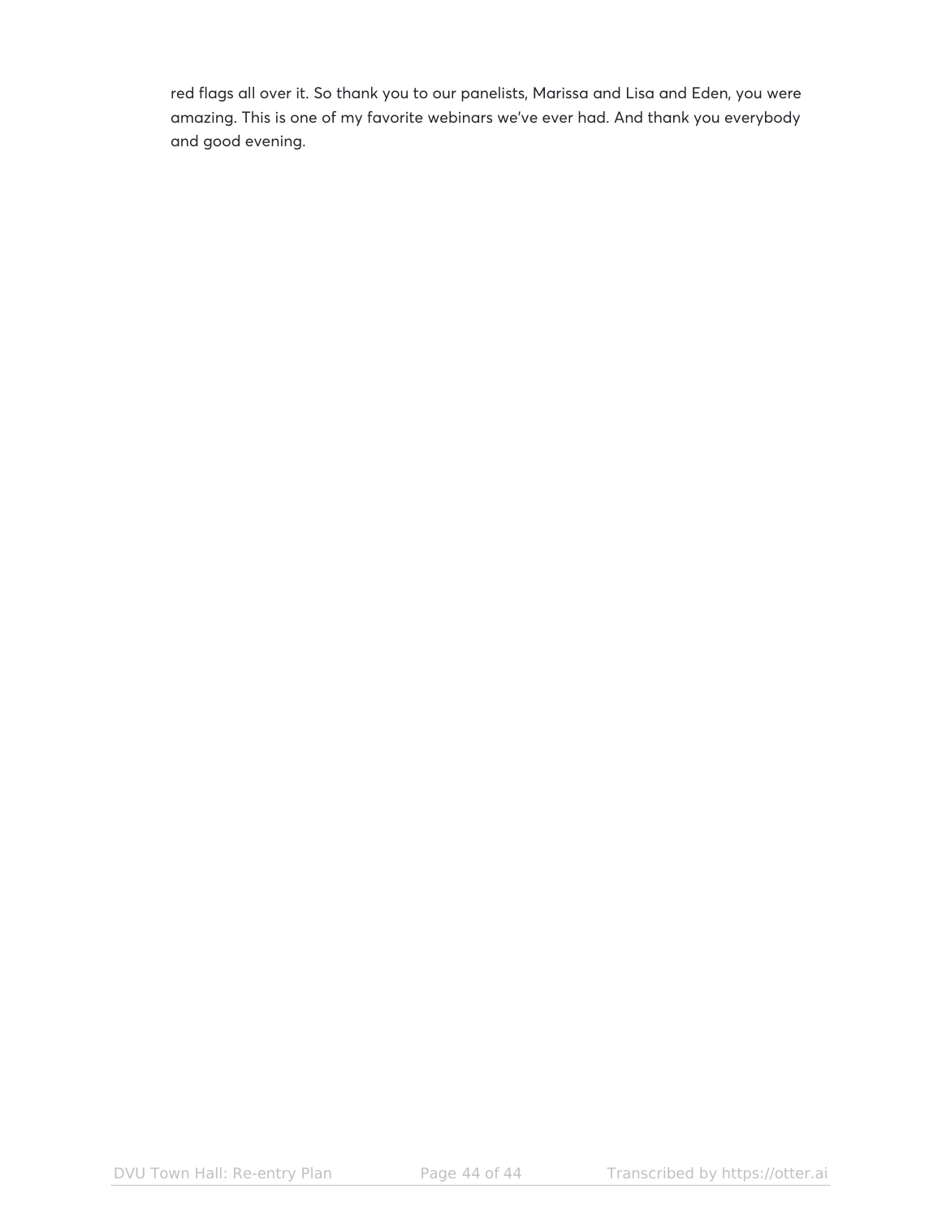red flags all over it. So thank you to our panelists, Marissa and Lisa and Eden, you were amazing. This is one of my favorite webinars we've ever had. And thank you everybody and good evening.